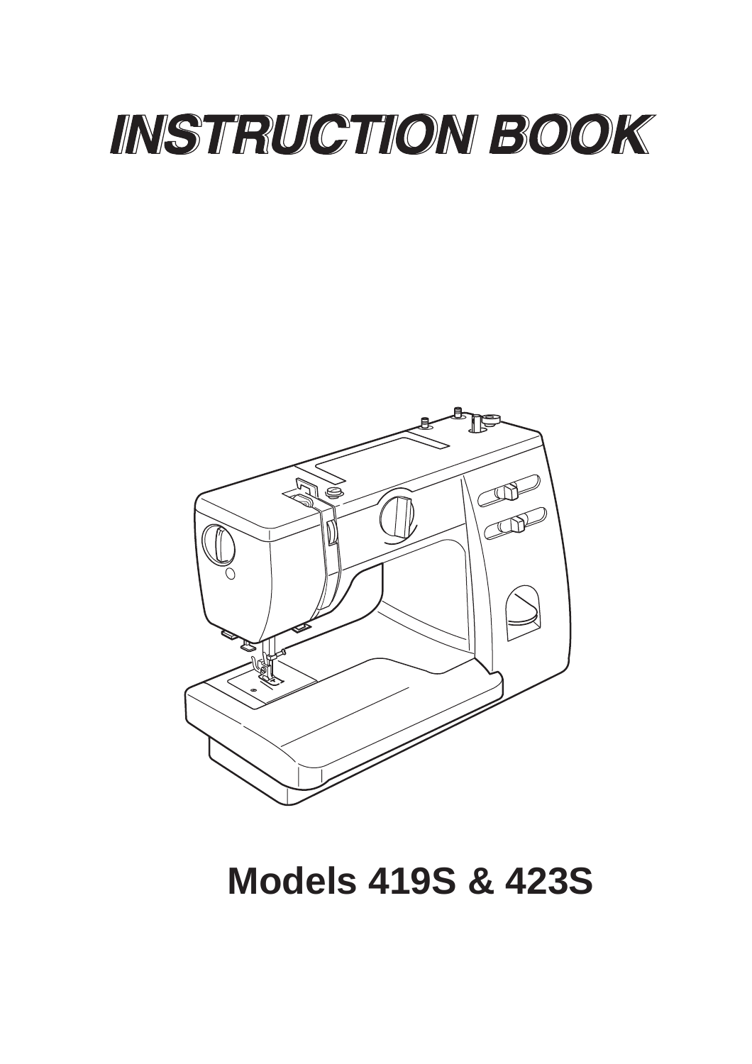# INSTRUCTION BOOK

## Models 419S & 423S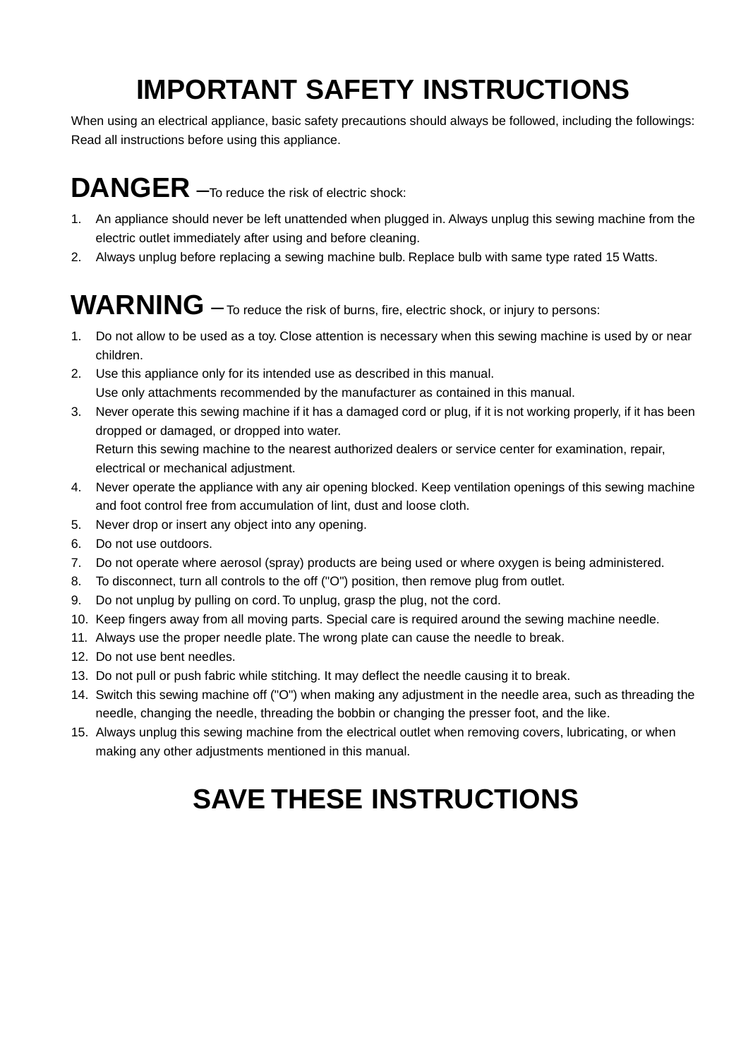# IMPORTANT SAFETY INSTRUCTIONS

When using an electrical appliance, basic safety precautions should always be followed, including the followings:
Read all instructions before using this appliance.

## DANGER –To reduce the risk of electric shock:

1. An appliance should never be left unattended when plugged in. Always unplug this sewing machine from the electric outlet immediately after using and before cleaning.
2. Always unplug before replacing a sewing machine bulb. Replace bulb with same type rated 15 Watts.

## WARNING – To reduce the risk of burns, fire, electric shock, or injury to persons:

1. Do not allow to be used as a toy. Close attention is necessary when this sewing machine is used by or near children.
2. Use this appliance only for its intended use as described in this manual.
   Use only attachments recommended by the manufacturer as contained in this manual.
3. Never operate this sewing machine if it has a damaged cord or plug, if it is not working properly, if it has been dropped or damaged, or dropped into water.
   Return this sewing machine to the nearest authorized dealers or service center for examination, repair, electrical or mechanical adjustment.
4. Never operate the appliance with any air opening blocked. Keep ventilation openings of this sewing machine and foot control free from accumulation of lint, dust and loose cloth.
5. Never drop or insert any object into any opening.
6. Do not use outdoors.
7. Do not operate where aerosol (spray) products are being used or where oxygen is being administered.
8. To disconnect, turn all controls to the off ("O") position, then remove plug from outlet.
9. Do not unplug by pulling on cord. To unplug, grasp the plug, not the cord.
10. Keep fingers away from all moving parts. Special care is required around the sewing machine needle.
11. Always use the proper needle plate. The wrong plate can cause the needle to break.
12. Do not use bent needles.
13. Do not pull or push fabric while stitching. It may deflect the needle causing it to break.
14. Switch this sewing machine off ("O") when making any adjustment in the needle area, such as threading the needle, changing the needle, threading the bobbin or changing the presser foot, and the like.
15. Always unplug this sewing machine from the electrical outlet when removing covers, lubricating, or when making any other adjustments mentioned in this manual.

# SAVE THESE INSTRUCTIONS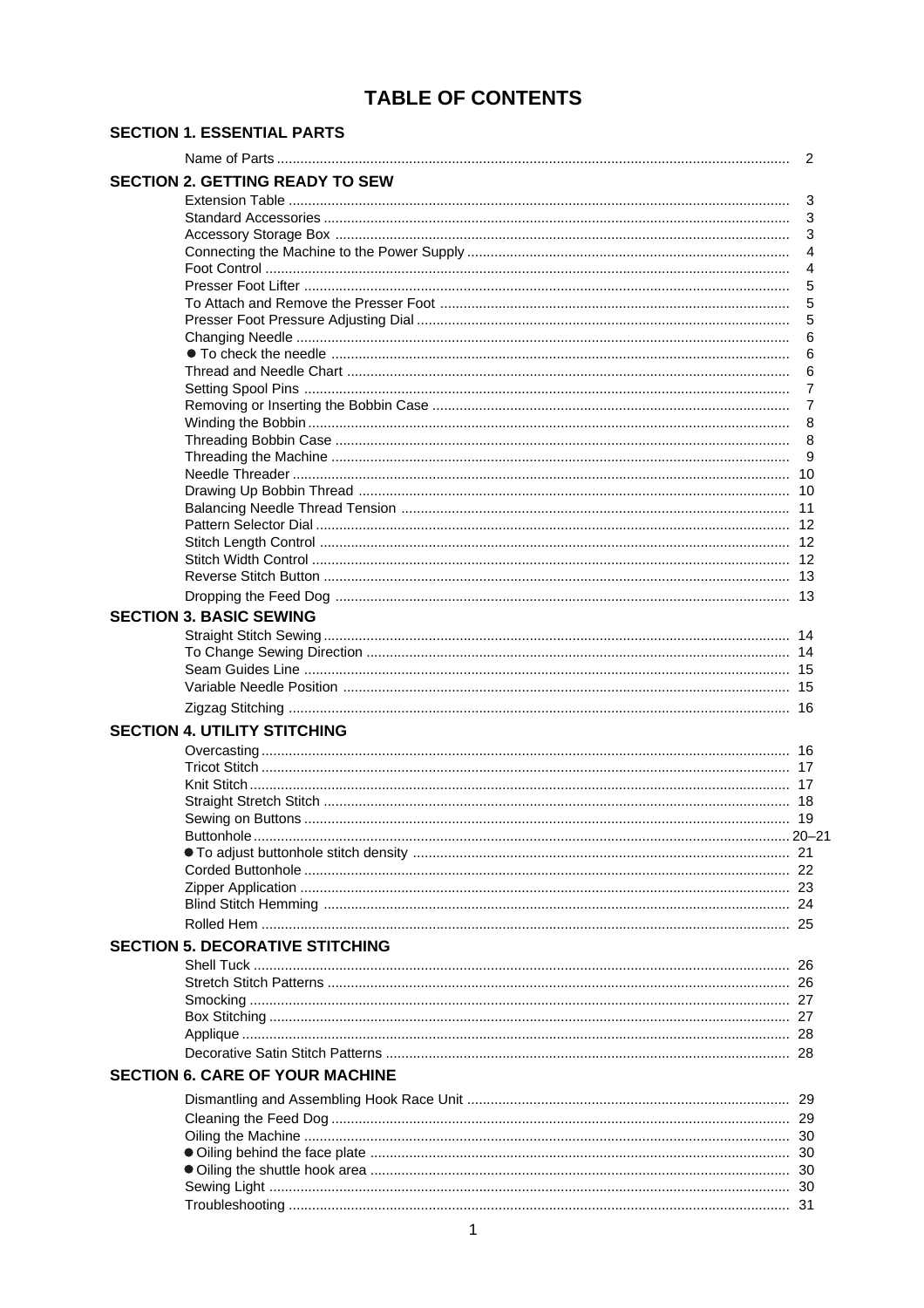# TABLE OF CONTENTS

## SECTION 1. ESSENTIAL PARTS

| | |
|---|---|
| Name of Parts | 2 |

## SECTION 2. GETTING READY TO SEW

| | |
|---|---|
| Extension Table | 3 |
| Standard Accessories | 3 |
| Accessory Storage Box | 3 |
| Connecting the Machine to the Power Supply | 4 |
| Foot Control | 4 |
| Presser Foot Lifter | 5 |
| To Attach and Remove the Presser Foot | 5 |
| Presser Foot Pressure Adjusting Dial | 5 |
| Changing Needle | 6 |
| ● To check the needle | 6 |
| Thread and Needle Chart | 6 |
| Setting Spool Pins | 7 |
| Removing or Inserting the Bobbin Case | 7 |
| Winding the Bobbin | 8 |
| Threading Bobbin Case | 8 |
| Threading the Machine | 9 |
| Needle Threader | 10 |
| Drawing Up Bobbin Thread | 10 |
| Balancing Needle Thread Tension | 11 |
| Pattern Selector Dial | 12 |
| Stitch Length Control | 12 |
| Stitch Width Control | 12 |
| Reverse Stitch Button | 13 |
| Dropping the Feed Dog | 13 |

## SECTION 3. BASIC SEWING

| | |
|---|---|
| Straight Stitch Sewing | 14 |
| To Change Sewing Direction | 14 |
| Seam Guides Line | 15 |
| Variable Needle Position | 15 |
| Zigzag Stitching | 16 |

## SECTION 4. UTILITY STITCHING

| | |
|---|---|
| Overcasting | 16 |
| Tricot Stitch | 17 |
| Knit Stitch | 17 |
| Straight Stretch Stitch | 18 |
| Sewing on Buttons | 19 |
| Buttonhole | 20–21 |
| ● To adjust buttonhole stitch density | 21 |
| Corded Buttonhole | 22 |
| Zipper Application | 23 |
| Blind Stitch Hemming | 24 |
| Rolled Hem | 25 |

## SECTION 5. DECORATIVE STITCHING

| | |
|---|---|
| Shell Tuck | 26 |
| Stretch Stitch Patterns | 26 |
| Smocking | 27 |
| Box Stitching | 27 |
| Applique | 28 |
| Decorative Satin Stitch Patterns | 28 |

## SECTION 6. CARE OF YOUR MACHINE

| | |
|---|---|
| Dismantling and Assembling Hook Race Unit | 29 |
| Cleaning the Feed Dog | 29 |
| Oiling the Machine | 30 |
| ● Oiling behind the face plate | 30 |
| ● Oiling the shuttle hook area | 30 |
| Sewing Light | 30 |
| Troubleshooting | 31 |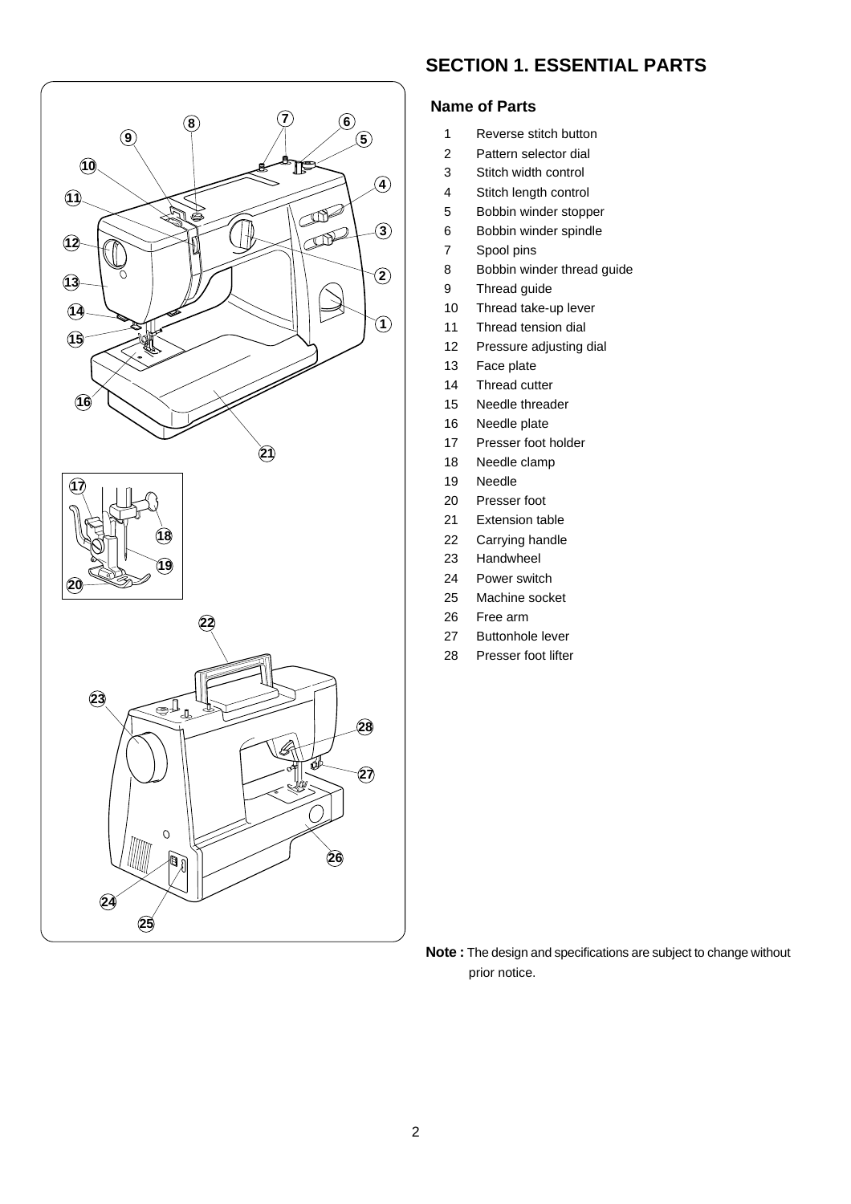# SECTION 1. ESSENTIAL PARTS

## Name of Parts

1. Reverse stitch button
2. Pattern selector dial
3. Stitch width control
4. Stitch length control
5. Bobbin winder stopper
6. Bobbin winder spindle
7. Spool pins
8. Bobbin winder thread guide
9. Thread guide
10. Thread take-up lever
11. Thread tension dial
12. Pressure adjusting dial
13. Face plate
14. Thread cutter
15. Needle threader
16. Needle plate
17. Presser foot holder
18. Needle clamp
19. Needle
20. Presser foot
21. Extension table
22. Carrying handle
23. Handwheel
24. Power switch
25. Machine socket
26. Free arm
27. Buttonhole lever
28. Presser foot lifter

**Note :** The design and specifications are subject to change without prior notice.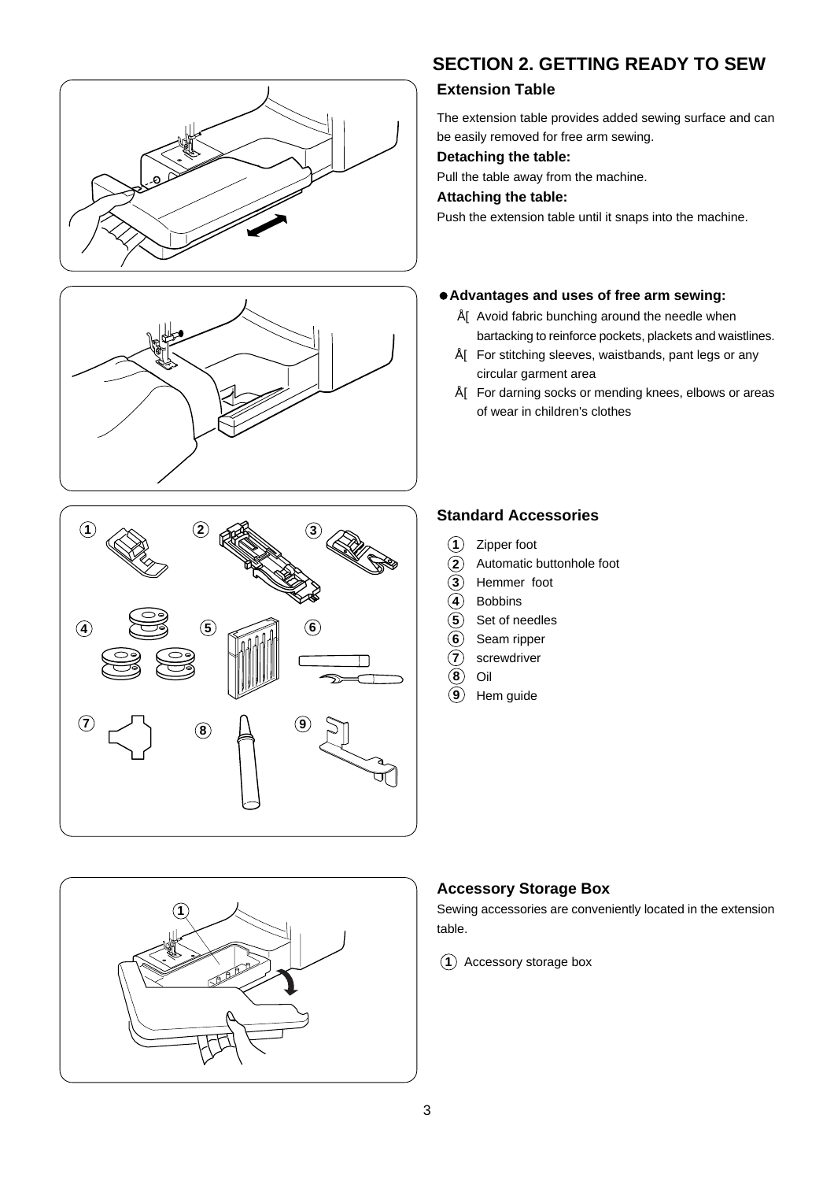# SECTION 2. GETTING READY TO SEW

## Extension Table

The extension table provides added sewing surface and can be easily removed for free arm sewing.

**Detaching the table:**

Pull the table away from the machine.

**Attaching the table:**

Push the extension table until it snaps into the machine.

**● Advantages and uses of free arm sewing:**

- Å[ Avoid fabric bunching around the needle when bartacking to reinforce pockets, plackets and waistlines.
- Å[ For stitching sleeves, waistbands, pant legs or any circular garment area
- Å[ For darning socks or mending knees, elbows or areas of wear in children's clothes

## Standard Accessories

1. Zipper foot
2. Automatic buttonhole foot
3. Hemmer foot
4. Bobbins
5. Set of needles
6. Seam ripper
7. screwdriver
8. Oil
9. Hem guide

## Accessory Storage Box

Sewing accessories are conveniently located in the extension table.

1. Accessory storage box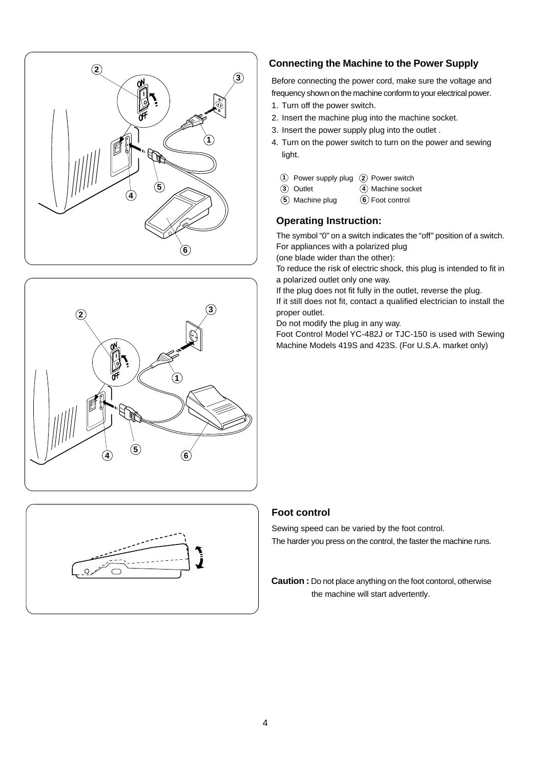## Connecting the Machine to the Power Supply

Before connecting the power cord, make sure the voltage and frequency shown on the machine conform to your electrical power.

1. Turn off the power switch.
2. Insert the machine plug into the machine socket.
3. Insert the power supply plug into the outlet .
4. Turn on the power switch to turn on the power and sewing light.

① Power supply plug ② Power switch
③ Outlet ④ Machine socket
⑤ Machine plug ⑥ Foot control

### Operating Instruction:

The symbol "0" on a switch indicates the "off" position of a switch.
For appliances with a polarized plug
(one blade wider than the other):
To reduce the risk of electric shock, this plug is intended to fit in a polarized outlet only one way.
If the plug does not fit fully in the outlet, reverse the plug.
If it still does not fit, contact a qualified electrician to install the proper outlet.
Do not modify the plug in any way.
Foot Control Model YC-482J or TJC-150 is used with Sewing Machine Models 419S and 423S. (For U.S.A. market only)

## Foot control

Sewing speed can be varied by the foot control.
The harder you press on the control, the faster the machine runs.

**Caution :** Do not place anything on the foot contorol, otherwise the machine will start advertently.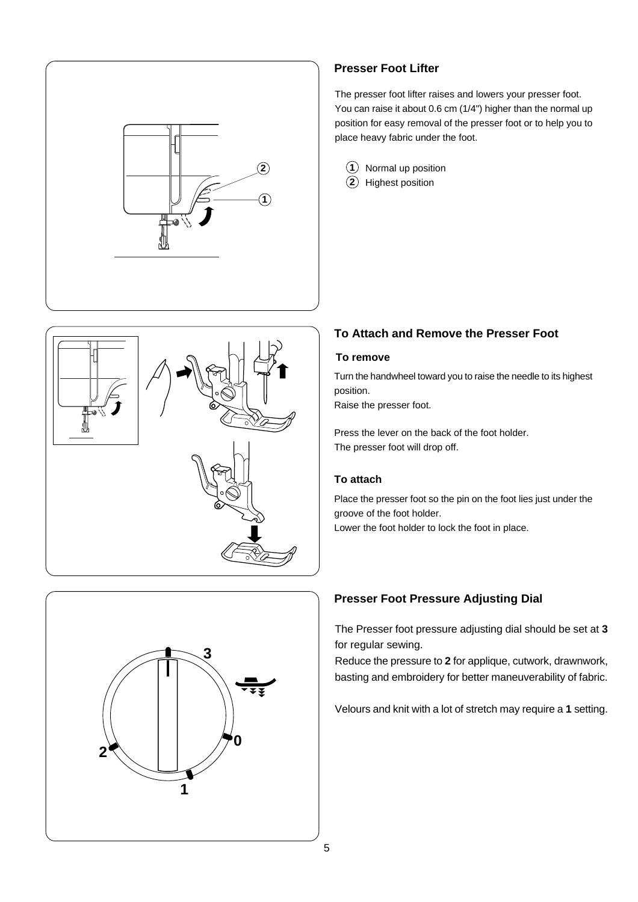## Presser Foot Lifter

The presser foot lifter raises and lowers your presser foot. You can raise it about 0.6 cm (1/4") higher than the normal up position for easy removal of the presser foot or to help you to place heavy fabric under the foot.

1. Normal up position
2. Highest position

## To Attach and Remove the Presser Foot

### To remove

Turn the handwheel toward you to raise the needle to its highest position.
Raise the presser foot.

Press the lever on the back of the foot holder.
The presser foot will drop off.

### To attach

Place the presser foot so the pin on the foot lies just under the groove of the foot holder.
Lower the foot holder to lock the foot in place.

## Presser Foot Pressure Adjusting Dial

The Presser foot pressure adjusting dial should be set at **3** for regular sewing.
Reduce the pressure to **2** for applique, cutwork, drawnwork, basting and embroidery for better maneuverability of fabric.

Velours and knit with a lot of stretch may require a **1** setting.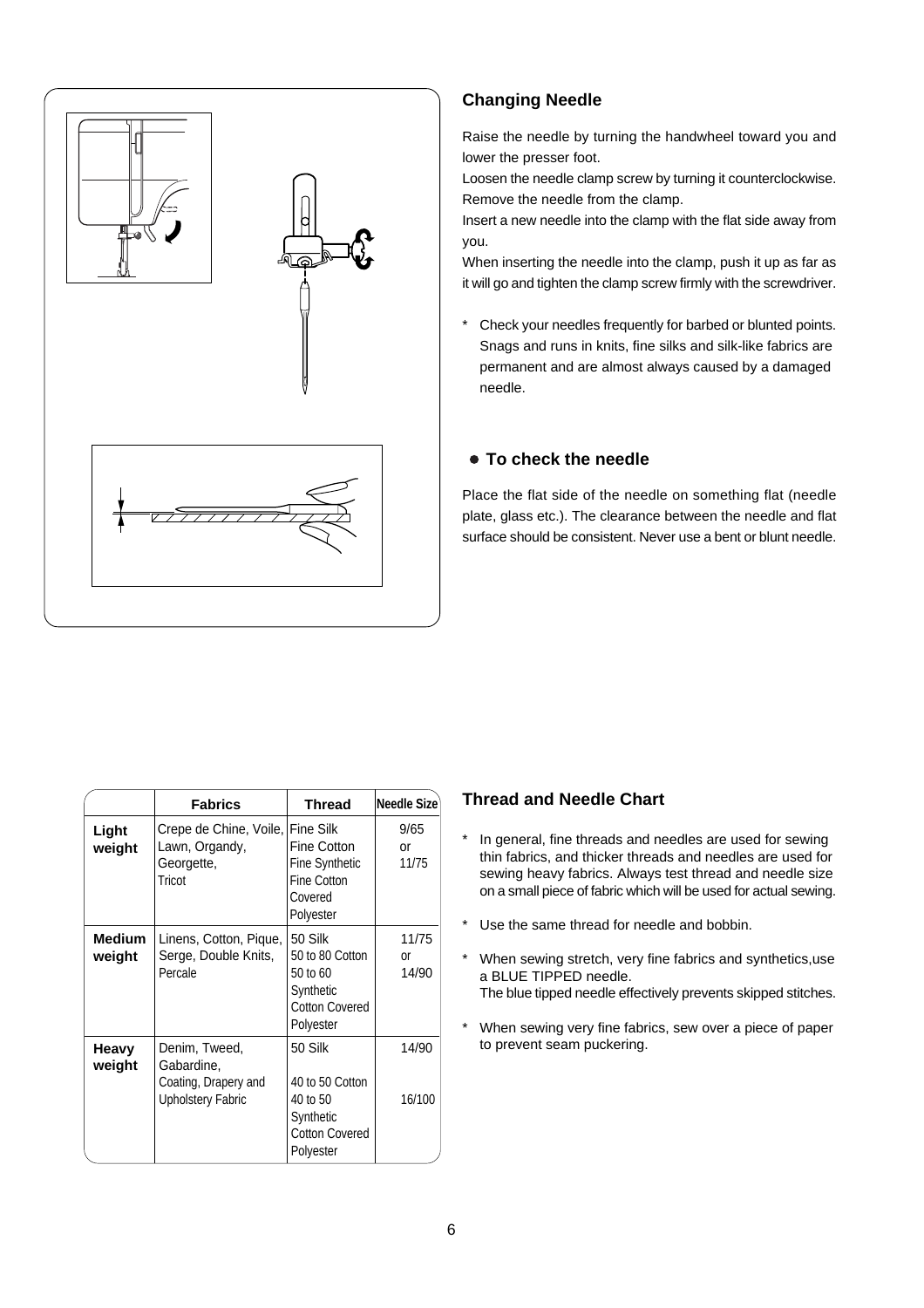## Changing Needle

Raise the needle by turning the handwheel toward you and lower the presser foot.

Loosen the needle clamp screw by turning it counterclockwise. Remove the needle from the clamp.

Insert a new needle into the clamp with the flat side away from you.

When inserting the needle into the clamp, push it up as far as it will go and tighten the clamp screw firmly with the screwdriver.

* Check your needles frequently for barbed or blunted points. Snags and runs in knits, fine silks and silk-like fabrics are permanent and are almost always caused by a damaged needle.

### ● To check the needle

Place the flat side of the needle on something flat (needle plate, glass etc.). The clearance between the needle and flat surface should be consistent. Never use a bent or blunt needle.

## Thread and Needle Chart

| | Fabrics | Thread | Needle Size |
|---|---|---|---|
| **Light weight** | Crepe de Chine, Voile, Lawn, Organdy, Georgette, Tricot | Fine Silk<br>Fine Cotton<br>Fine Synthetic<br>Fine Cotton Covered Polyester | 9/65 or 11/75 |
| **Medium weight** | Linens, Cotton, Pique, Serge, Double Knits, Percale | 50 Silk<br>50 to 80 Cotton<br>50 to 60 Synthetic<br>Cotton Covered Polyester | 11/75 or 14/90 |
| **Heavy weight** | Denim, Tweed, Gabardine, Coating, Drapery and Upholstery Fabric | 50 Silk<br>40 to 50 Cotton<br>40 to 50 Synthetic<br>Cotton Covered Polyester | 14/90<br>16/100 |

* In general, fine threads and needles are used for sewing thin fabrics, and thicker threads and needles are used for sewing heavy fabrics. Always test thread and needle size on a small piece of fabric which will be used for actual sewing.
* Use the same thread for needle and bobbin.
* When sewing stretch, very fine fabrics and synthetics,use a BLUE TIPPED needle.
  The blue tipped needle effectively prevents skipped stitches.
* When sewing very fine fabrics, sew over a piece of paper to prevent seam puckering.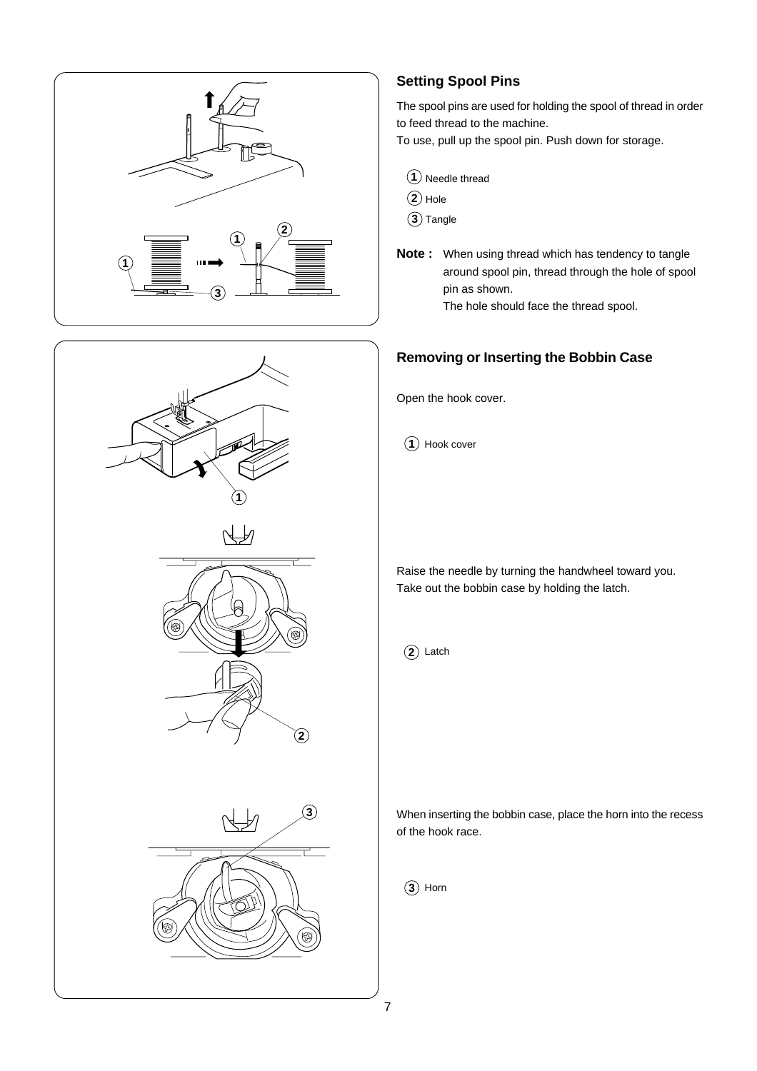## Setting Spool Pins

The spool pins are used for holding the spool of thread in order to feed thread to the machine.
To use, pull up the spool pin. Push down for storage.

1. Needle thread
2. Hole
3. Tangle

**Note :** When using thread which has tendency to tangle around spool pin, thread through the hole of spool pin as shown.
The hole should face the thread spool.

## Removing or Inserting the Bobbin Case

Open the hook cover.

1. Hook cover

Raise the needle by turning the handwheel toward you.
Take out the bobbin case by holding the latch.

2. Latch

When inserting the bobbin case, place the horn into the recess of the hook race.

3. Horn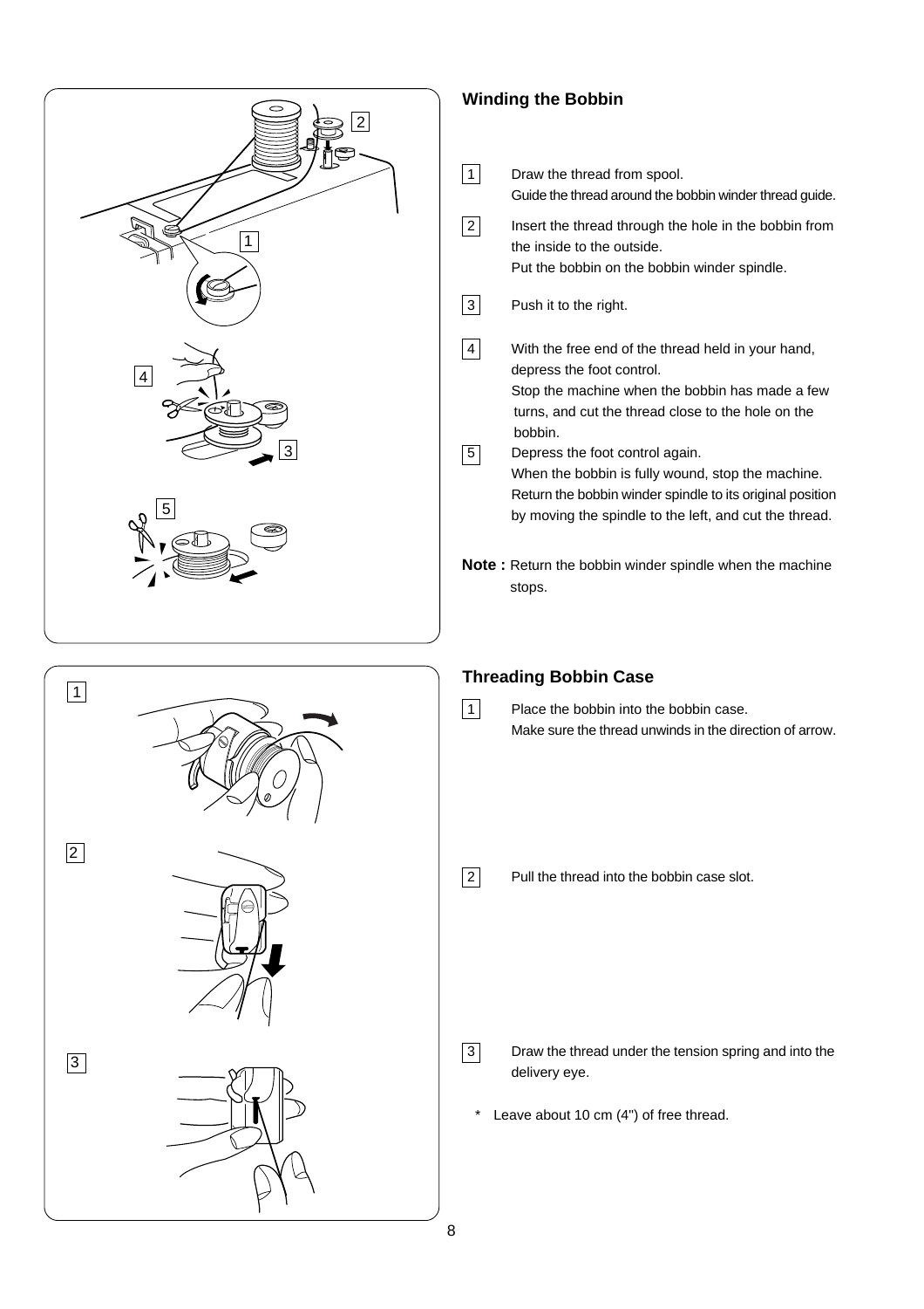## Winding the Bobbin

1. Draw the thread from spool.
   Guide the thread around the bobbin winder thread guide.
2. Insert the thread through the hole in the bobbin from the inside to the outside.
   Put the bobbin on the bobbin winder spindle.
3. Push it to the right.
4. With the free end of the thread held in your hand, depress the foot control.
   Stop the machine when the bobbin has made a few turns, and cut the thread close to the hole on the bobbin.
5. Depress the foot control again.
   When the bobbin is fully wound, stop the machine.
   Return the bobbin winder spindle to its original position by moving the spindle to the left, and cut the thread.

**Note :** Return the bobbin winder spindle when the machine stops.

## Threading Bobbin Case

1. Place the bobbin into the bobbin case.
   Make sure the thread unwinds in the direction of arrow.
2. Pull the thread into the bobbin case slot.
3. Draw the thread under the tension spring and into the delivery eye.

\* Leave about 10 cm (4") of free thread.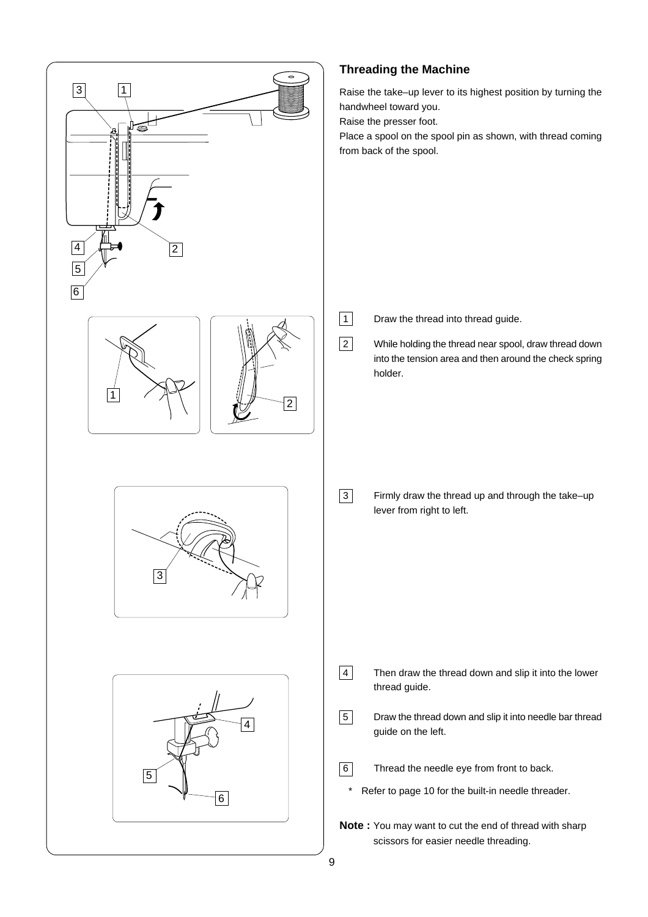## Threading the Machine

Raise the take–up lever to its highest position by turning the handwheel toward you.
Raise the presser foot.
Place a spool on the spool pin as shown, with thread coming from back of the spool.

1 Draw the thread into thread guide.

2 While holding the thread near spool, draw thread down into the tension area and then around the check spring holder.

3 Firmly draw the thread up and through the take–up lever from right to left.

4 Then draw the thread down and slip it into the lower thread guide.

5 Draw the thread down and slip it into needle bar thread guide on the left.

6 Thread the needle eye from front to back.

\* Refer to page 10 for the built-in needle threader.

**Note :** You may want to cut the end of thread with sharp scissors for easier needle threading.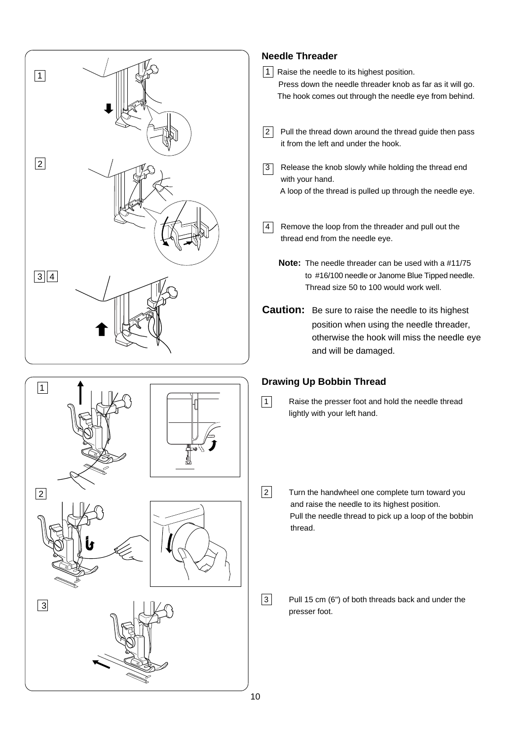## Needle Threader

1. Raise the needle to its highest position.
   Press down the needle threader knob as far as it will go.
   The hook comes out through the needle eye from behind.

2. Pull the thread down around the thread guide then pass it from the left and under the hook.

3. Release the knob slowly while holding the thread end with your hand.
   A loop of the thread is pulled up through the needle eye.

4. Remove the loop from the threader and pull out the thread end from the needle eye.

**Note:** The needle threader can be used with a #11/75 to #16/100 needle or Janome Blue Tipped needle. Thread size 50 to 100 would work well.

**Caution:** Be sure to raise the needle to its highest position when using the needle threader, otherwise the hook will miss the needle eye and will be damaged.

## Drawing Up Bobbin Thread

1. Raise the presser foot and hold the needle thread lightly with your left hand.

2. Turn the handwheel one complete turn toward you and raise the needle to its highest position.
   Pull the needle thread to pick up a loop of the bobbin thread.

3. Pull 15 cm (6") of both threads back and under the presser foot.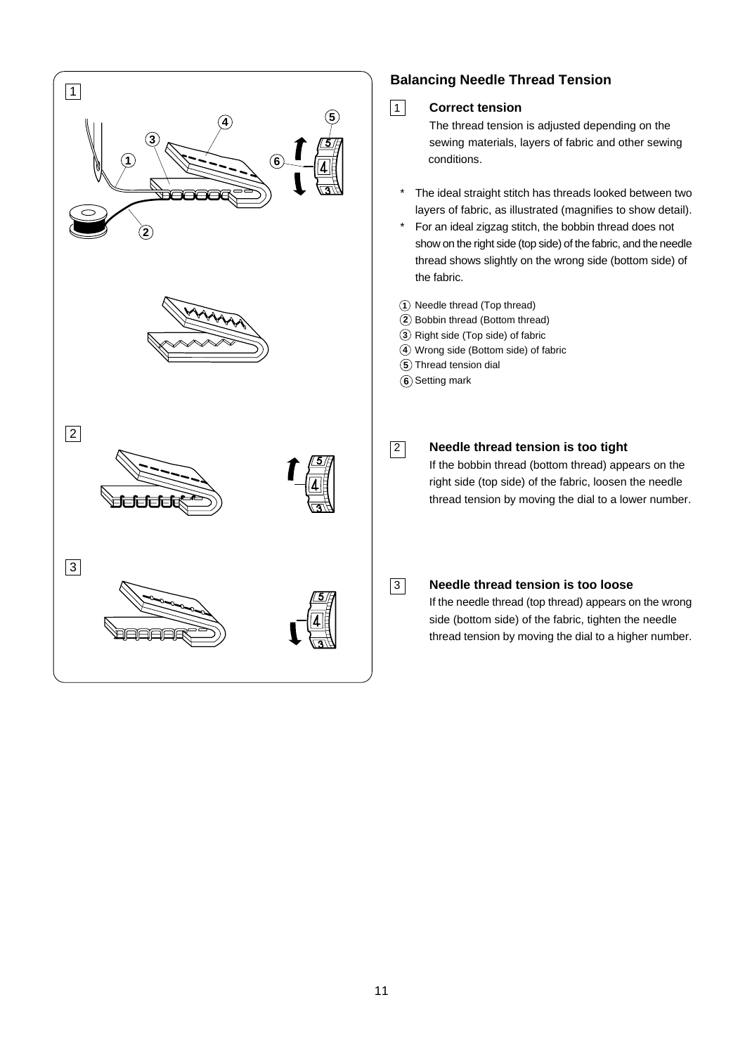## Balancing Needle Thread Tension

1 **Correct tension**

The thread tension is adjusted depending on the sewing materials, layers of fabric and other sewing conditions.

- * The ideal straight stitch has threads looked between two layers of fabric, as illustrated (magnifies to show detail).
- * For an ideal zigzag stitch, the bobbin thread does not show on the right side (top side) of the fabric, and the needle thread shows slightly on the wrong side (bottom side) of the fabric.

(1) Needle thread (Top thread)
(2) Bobbin thread (Bottom thread)
(3) Right side (Top side) of fabric
(4) Wrong side (Bottom side) of fabric
(5) Thread tension dial
(6) Setting mark

2 **Needle thread tension is too tight**

If the bobbin thread (bottom thread) appears on the right side (top side) of the fabric, loosen the needle thread tension by moving the dial to a lower number.

3 **Needle thread tension is too loose**

If the needle thread (top thread) appears on the wrong side (bottom side) of the fabric, tighten the needle thread tension by moving the dial to a higher number.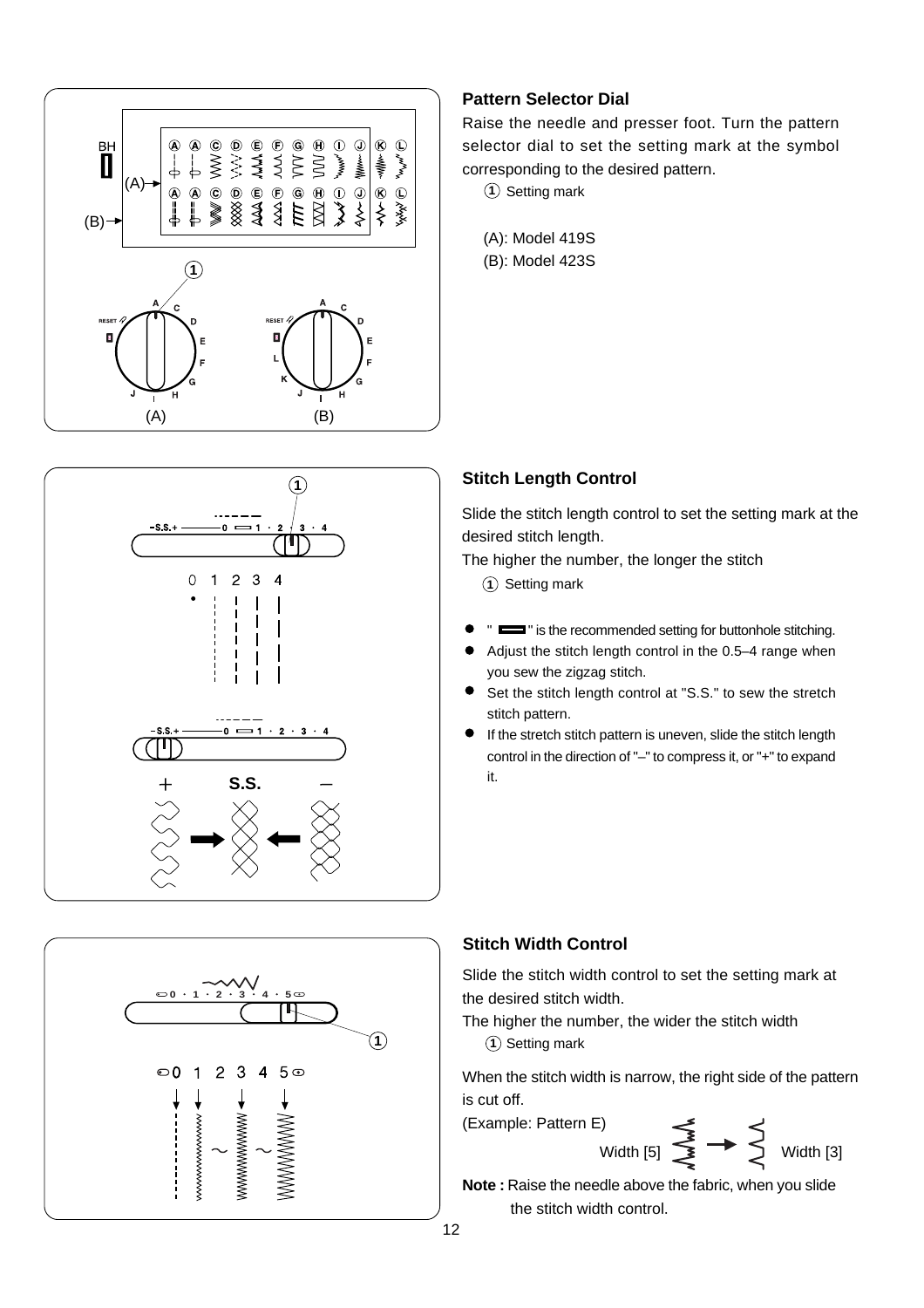## Pattern Selector Dial

Raise the needle and presser foot. Turn the pattern selector dial to set the setting mark at the symbol corresponding to the desired pattern.

① Setting mark

(A): Model 419S
(B): Model 423S

## Stitch Length Control

Slide the stitch length control to set the setting mark at the desired stitch length.

The higher the number, the longer the stitch

① Setting mark

- " ▬ " is the recommended setting for buttonhole stitching.
- Adjust the stitch length control in the 0.5–4 range when you sew the zigzag stitch.
- Set the stitch length control at "S.S." to sew the stretch stitch pattern.
- If the stretch stitch pattern is uneven, slide the stitch length control in the direction of "–" to compress it, or "+" to expand it.

## Stitch Width Control

Slide the stitch width control to set the setting mark at the desired stitch width.

The higher the number, the wider the stitch width

① Setting mark

When the stitch width is narrow, the right side of the pattern is cut off.

(Example: Pattern E)

Width [5] → Width [3]

**Note :** Raise the needle above the fabric, when you slide the stitch width control.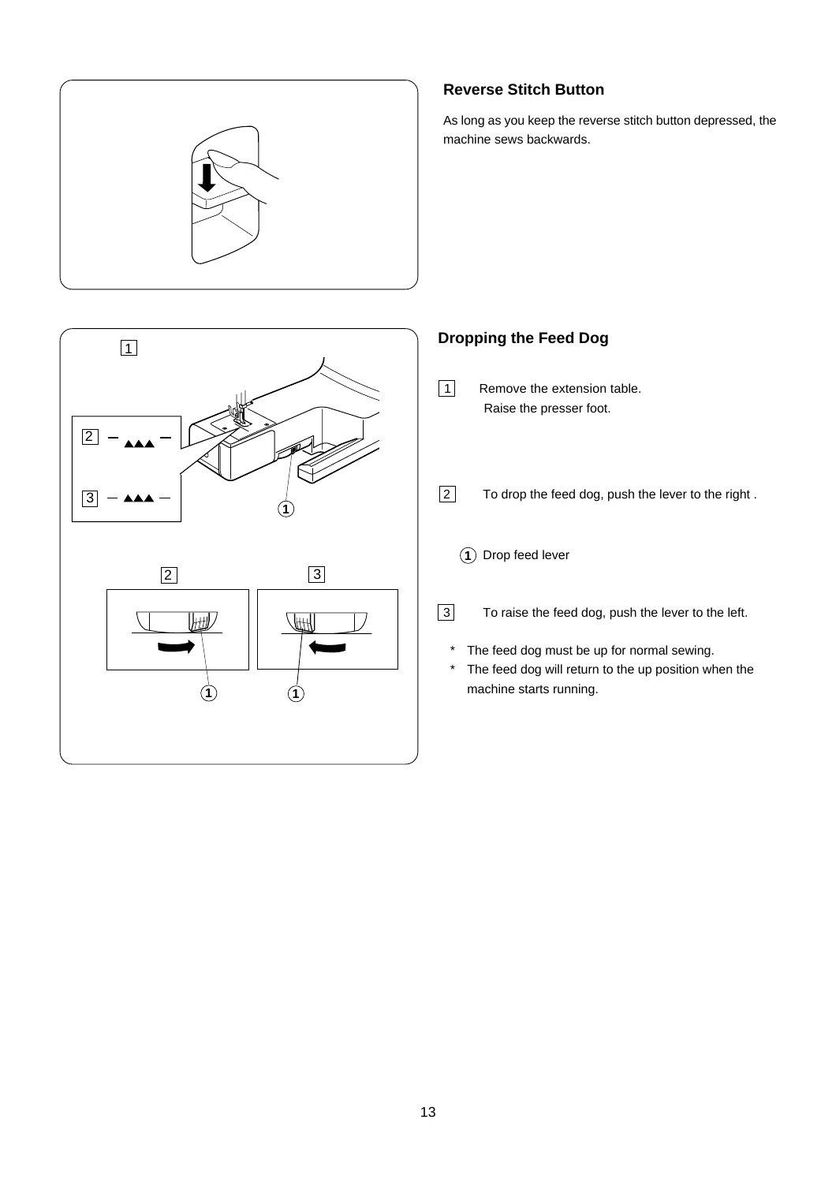## Reverse Stitch Button

As long as you keep the reverse stitch button depressed, the machine sews backwards.

## Dropping the Feed Dog

1 Remove the extension table.
Raise the presser foot.

2 To drop the feed dog, push the lever to the right .

① Drop feed lever

3 To raise the feed dog, push the lever to the left.

* The feed dog must be up for normal sewing.
* The feed dog will return to the up position when the machine starts running.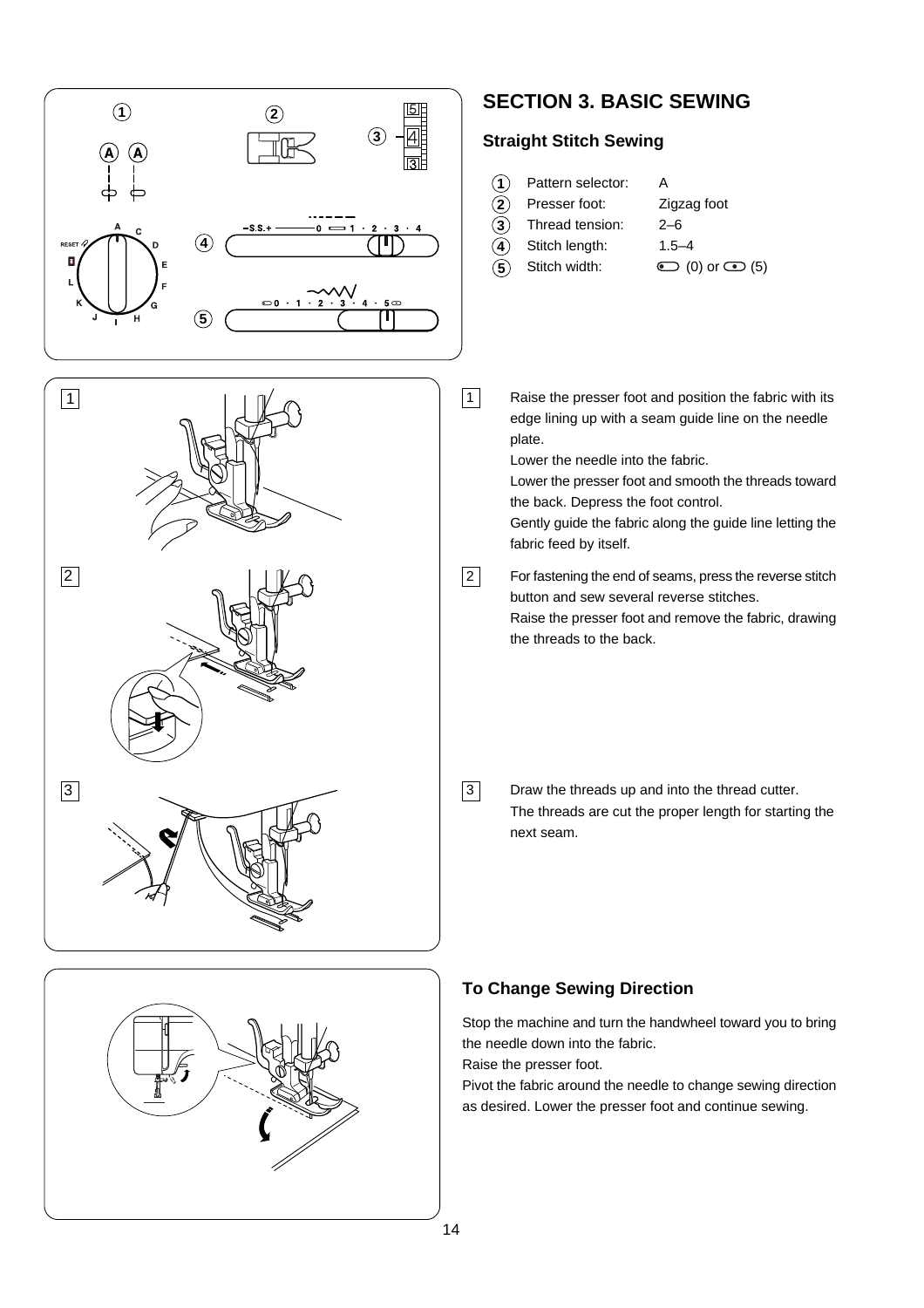## SECTION 3. BASIC SEWING

### Straight Stitch Sewing

| | | |
|---|---|---|
| 1 | Pattern selector: | A |
| 2 | Presser foot: | Zigzag foot |
| 3 | Thread tension: | 2–6 |
| 4 | Stitch length: | 1.5–4 |
| 5 | Stitch width: | (0) or (5) |

1. Raise the presser foot and position the fabric with its edge lining up with a seam guide line on the needle plate.
   Lower the needle into the fabric.
   Lower the presser foot and smooth the threads toward the back. Depress the foot control.
   Gently guide the fabric along the guide line letting the fabric feed by itself.

2. For fastening the end of seams, press the reverse stitch button and sew several reverse stitches.
   Raise the presser foot and remove the fabric, drawing the threads to the back.

3. Draw the threads up and into the thread cutter.
   The threads are cut the proper length for starting the next seam.

### To Change Sewing Direction

Stop the machine and turn the handwheel toward you to bring the needle down into the fabric.
Raise the presser foot.
Pivot the fabric around the needle to change sewing direction as desired. Lower the presser foot and continue sewing.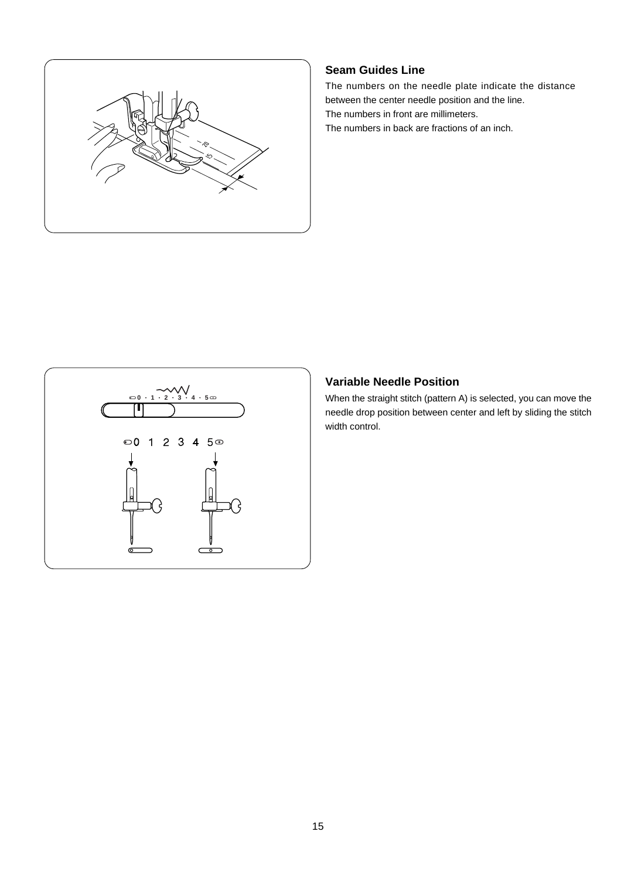## Seam Guides Line

The numbers on the needle plate indicate the distance between the center needle position and the line.
The numbers in front are millimeters.
The numbers in back are fractions of an inch.

## Variable Needle Position

When the straight stitch (pattern A) is selected, you can move the needle drop position between center and left by sliding the stitch width control.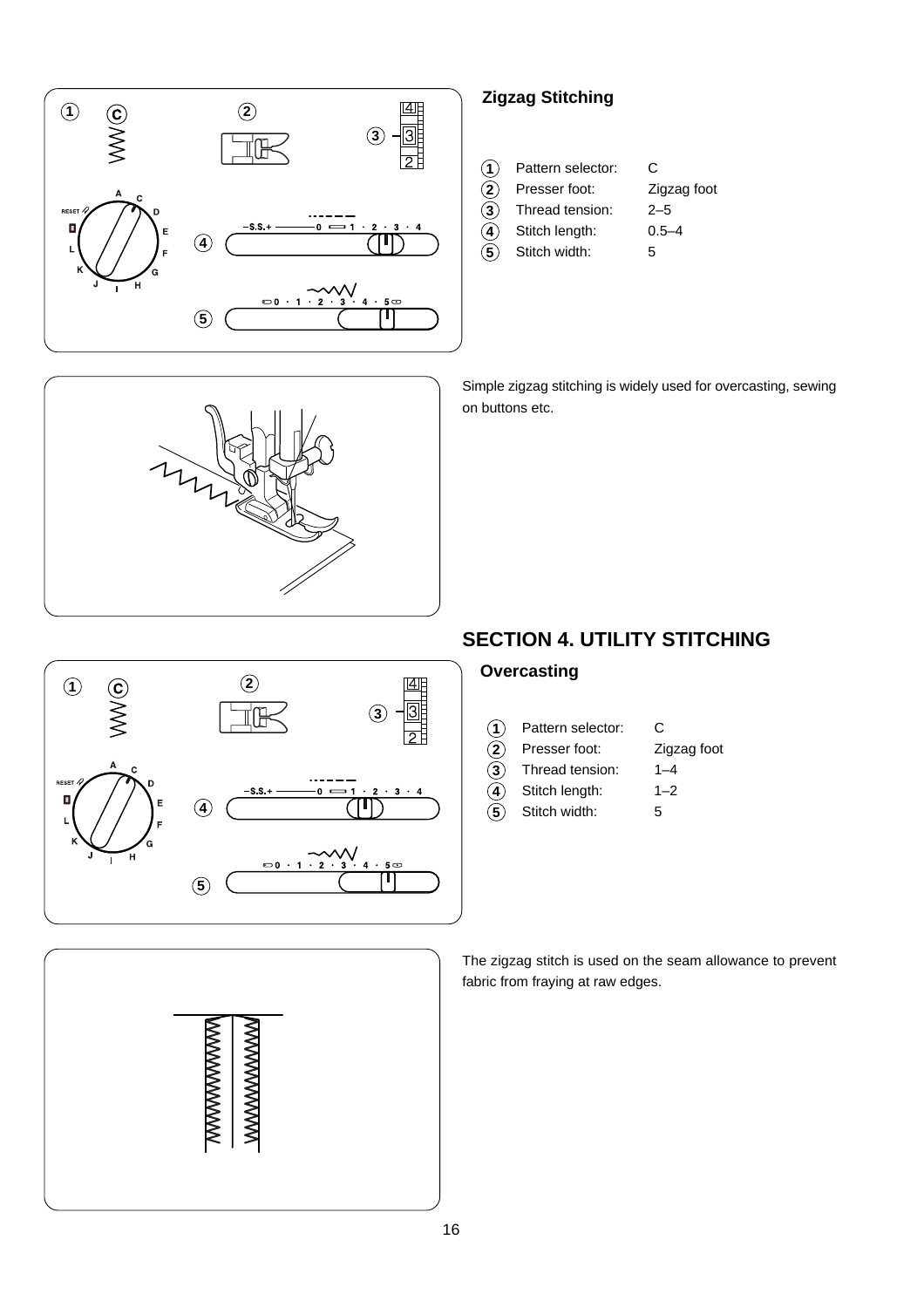## Zigzag Stitching

| | | |
|---|---|---|
| 1 | Pattern selector: | C |
| 2 | Presser foot: | Zigzag foot |
| 3 | Thread tension: | 2–5 |
| 4 | Stitch length: | 0.5–4 |
| 5 | Stitch width: | 5 |

Simple zigzag stitching is widely used for overcasting, sewing on buttons etc.

# SECTION 4. UTILITY STITCHING

## Overcasting

| | | |
|---|---|---|
| 1 | Pattern selector: | C |
| 2 | Presser foot: | Zigzag foot |
| 3 | Thread tension: | 1–4 |
| 4 | Stitch length: | 1–2 |
| 5 | Stitch width: | 5 |

The zigzag stitch is used on the seam allowance to prevent fabric from fraying at raw edges.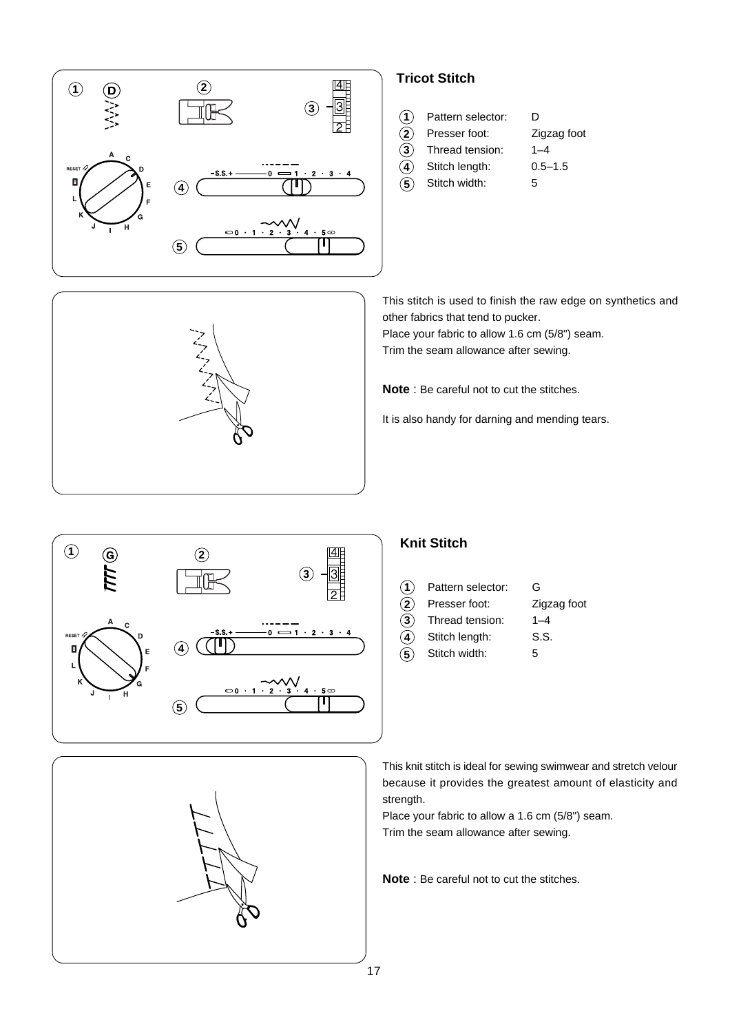## Tricot Stitch

| | | |
|---|---|---|
| 1 | Pattern selector: | D |
| 2 | Presser foot: | Zigzag foot |
| 3 | Thread tension: | 1–4 |
| 4 | Stitch length: | 0.5–1.5 |
| 5 | Stitch width: | 5 |

This stitch is used to finish the raw edge on synthetics and other fabrics that tend to pucker.
Place your fabric to allow 1.6 cm (5/8") seam.
Trim the seam allowance after sewing.

**Note** : Be careful not to cut the stitches.

It is also handy for darning and mending tears.

## Knit Stitch

| | | |
|---|---|---|
| 1 | Pattern selector: | G |
| 2 | Presser foot: | Zigzag foot |
| 3 | Thread tension: | 1–4 |
| 4 | Stitch length: | S.S. |
| 5 | Stitch width: | 5 |

This knit stitch is ideal for sewing swimwear and stretch velour because it provides the greatest amount of elasticity and strength.
Place your fabric to allow a 1.6 cm (5/8") seam.
Trim the seam allowance after sewing.

**Note** : Be careful not to cut the stitches.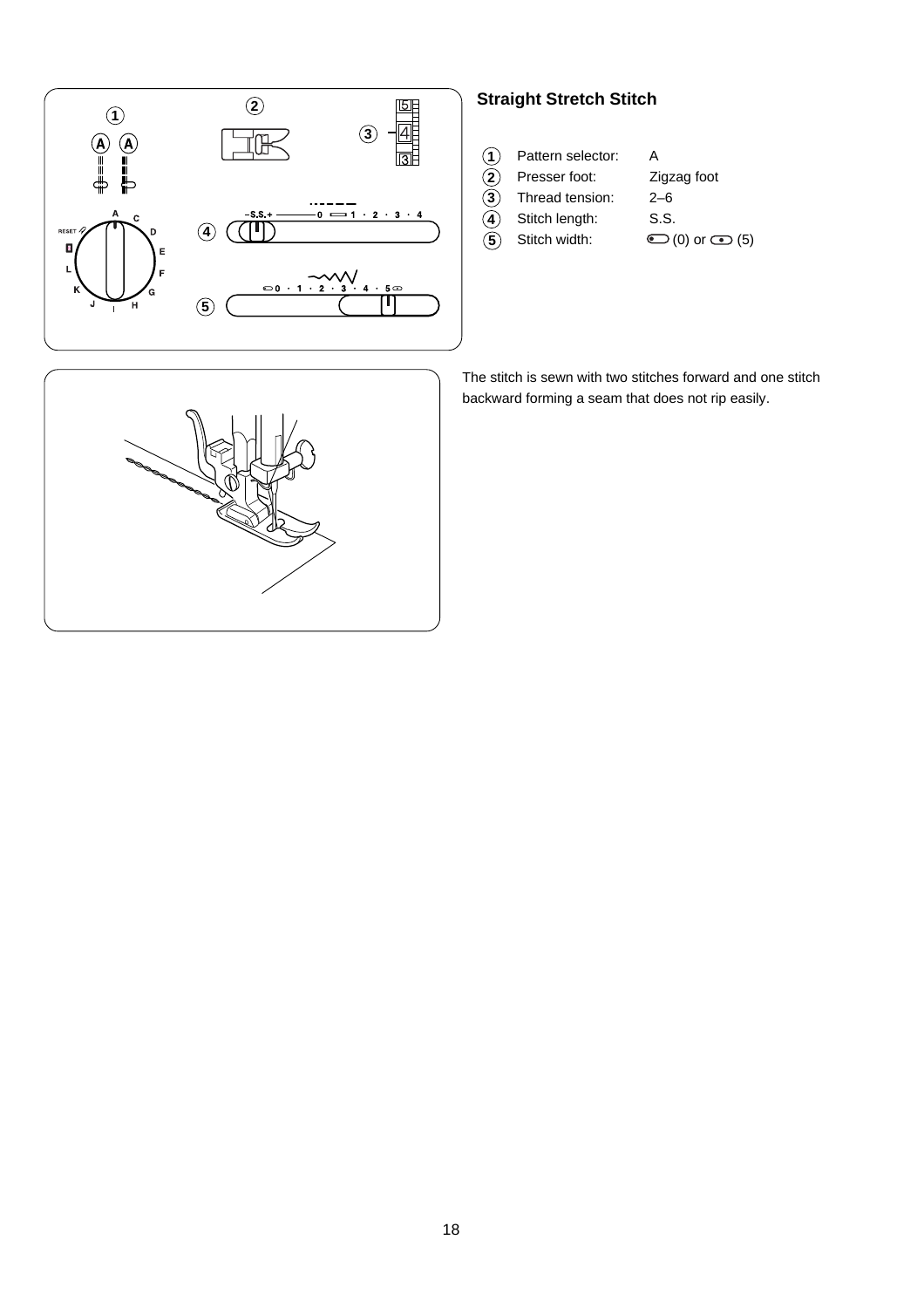## Straight Stretch Stitch

1. Pattern selector: A
2. Presser foot: Zigzag foot
3. Thread tension: 2–6
4. Stitch length: S.S.
5. Stitch width: (0) or (5)

The stitch is sewn with two stitches forward and one stitch backward forming a seam that does not rip easily.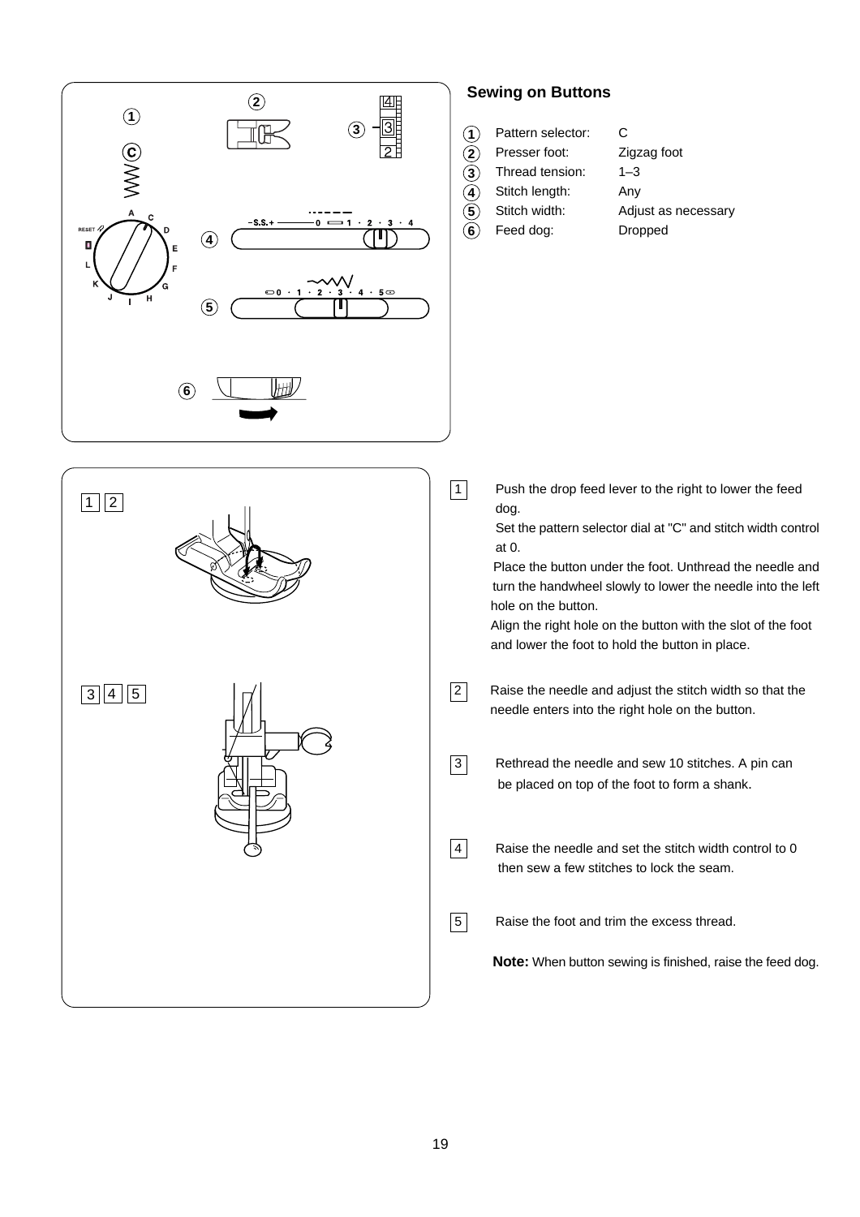## Sewing on Buttons

| | Setting | Value |
|---|---|---|
| 1 | Pattern selector: | C |
| 2 | Presser foot: | Zigzag foot |
| 3 | Thread tension: | 1–3 |
| 4 | Stitch length: | Any |
| 5 | Stitch width: | Adjust as necessary |
| 6 | Feed dog: | Dropped |

1. Push the drop feed lever to the right to lower the feed dog.
   Set the pattern selector dial at "C" and stitch width control at 0.
   Place the button under the foot. Unthread the needle and turn the handwheel slowly to lower the needle into the left hole on the button.
   Align the right hole on the button with the slot of the foot and lower the foot to hold the button in place.

2. Raise the needle and adjust the stitch width so that the needle enters into the right hole on the button.

3. Rethread the needle and sew 10 stitches. A pin can be placed on top of the foot to form a shank.

4. Raise the needle and set the stitch width control to 0 then sew a few stitches to lock the seam.

5. Raise the foot and trim the excess thread.

**Note:** When button sewing is finished, raise the feed dog.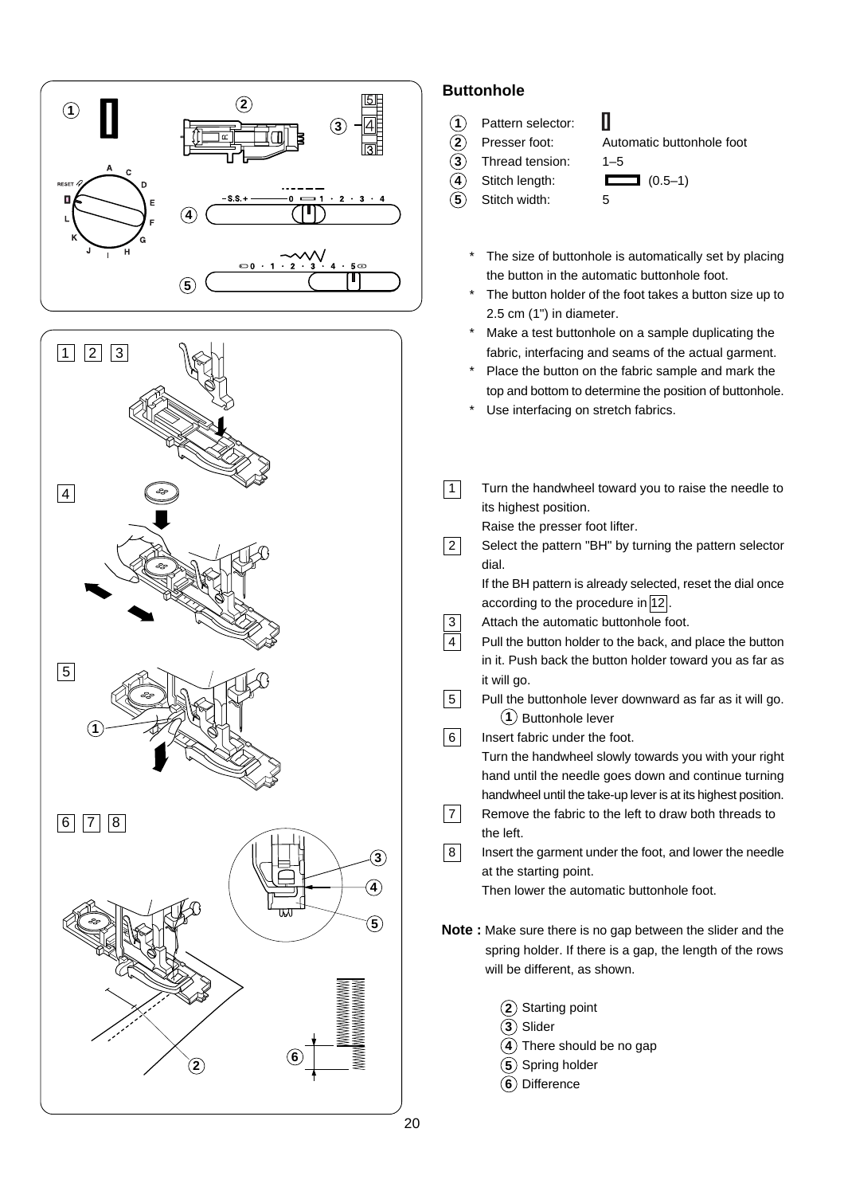## Buttonhole

| | | |
|---|---|---|
| ① | Pattern selector: | ▯ |
| ② | Presser foot: | Automatic buttonhole foot |
| ③ | Thread tension: | 1–5 |
| ④ | Stitch length: | ▭ (0.5–1) |
| ⑤ | Stitch width: | 5 |

- * The size of buttonhole is automatically set by placing the button in the automatic buttonhole foot.
- * The button holder of the foot takes a button size up to 2.5 cm (1") in diameter.
- * Make a test buttonhole on a sample duplicating the fabric, interfacing and seams of the actual garment.
- * Place the button on the fabric sample and mark the top and bottom to determine the position of buttonhole.
- * Use interfacing on stretch fabrics.

1 Turn the handwheel toward you to raise the needle to its highest position.
Raise the presser foot lifter.

2 Select the pattern "BH" by turning the pattern selector dial.
If the BH pattern is already selected, reset the dial once according to the procedure in 12.

3 Attach the automatic buttonhole foot.

4 Pull the button holder to the back, and place the button in it. Push back the button holder toward you as far as it will go.

5 Pull the buttonhole lever downward as far as it will go.
① Buttonhole lever

6 Insert fabric under the foot.
Turn the handwheel slowly towards you with your right hand until the needle goes down and continue turning handwheel until the take-up lever is at its highest position.

7 Remove the fabric to the left to draw both threads to the left.

8 Insert the garment under the foot, and lower the needle at the starting point.
Then lower the automatic buttonhole foot.

**Note :** Make sure there is no gap between the slider and the spring holder. If there is a gap, the length of the rows will be different, as shown.

② Starting point
③ Slider
④ There should be no gap
⑤ Spring holder
⑥ Difference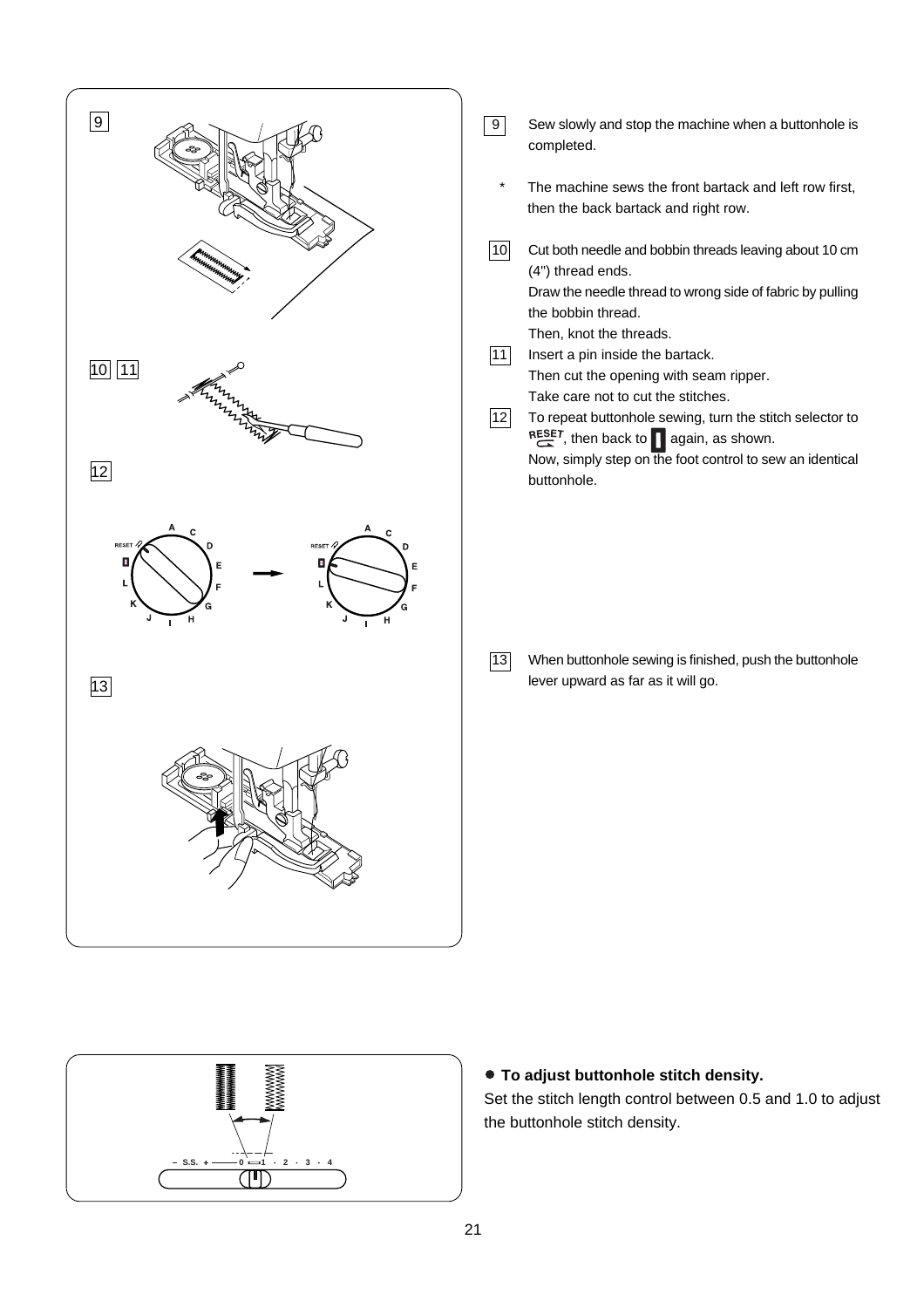9 Sew slowly and stop the machine when a buttonhole is completed.

\* The machine sews the front bartack and left row first, then the back bartack and right row.

10 Cut both needle and bobbin threads leaving about 10 cm (4") thread ends.
Draw the needle thread to wrong side of fabric by pulling the bobbin thread.
Then, knot the threads.

11 Insert a pin inside the bartack.
Then cut the opening with seam ripper.
Take care not to cut the stitches.

12 To repeat buttonhole sewing, turn the stitch selector to RESET, then back to ▮ again, as shown.
Now, simply step on the foot control to sew an identical buttonhole.

13 When buttonhole sewing is finished, push the buttonhole lever upward as far as it will go.

● **To adjust buttonhole stitch density.**

Set the stitch length control between 0.5 and 1.0 to adjust the buttonhole stitch density.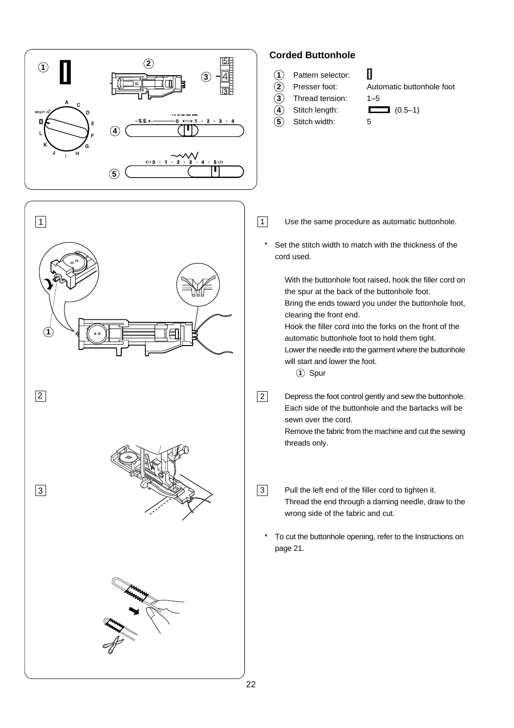## Corded Buttonhole

| | | |
|---|---|---|
| ① | Pattern selector: | ▯ |
| ② | Presser foot: | Automatic buttonhole foot |
| ③ | Thread tension: | 1–5 |
| ④ | Stitch length: | ▭ (0.5–1) |
| ⑤ | Stitch width: | 5 |

1 Use the same procedure as automatic buttonhole.

\* Set the stitch width to match with the thickness of the cord used.

With the buttonhole foot raised, hook the filler cord on the spur at the back of the buttonhole foot.
Bring the ends toward you under the buttonhole foot, clearing the front end.
Hook the filler cord into the forks on the front of the automatic buttonhole foot to hold them tight.
Lower the needle into the garment where the buttonhole will start and lower the foot.

① Spur

2 Depress the foot control gently and sew the buttonhole. Each side of the buttonhole and the bartacks will be sewn over the cord.
Remove the fabric from the machine and cut the sewing threads only.

3 Pull the left end of the filler cord to tighten it.
Thread the end through a darning needle, draw to the wrong side of the fabric and cut.

\* To cut the buttonhole opening, refer to the Instructions on page 21.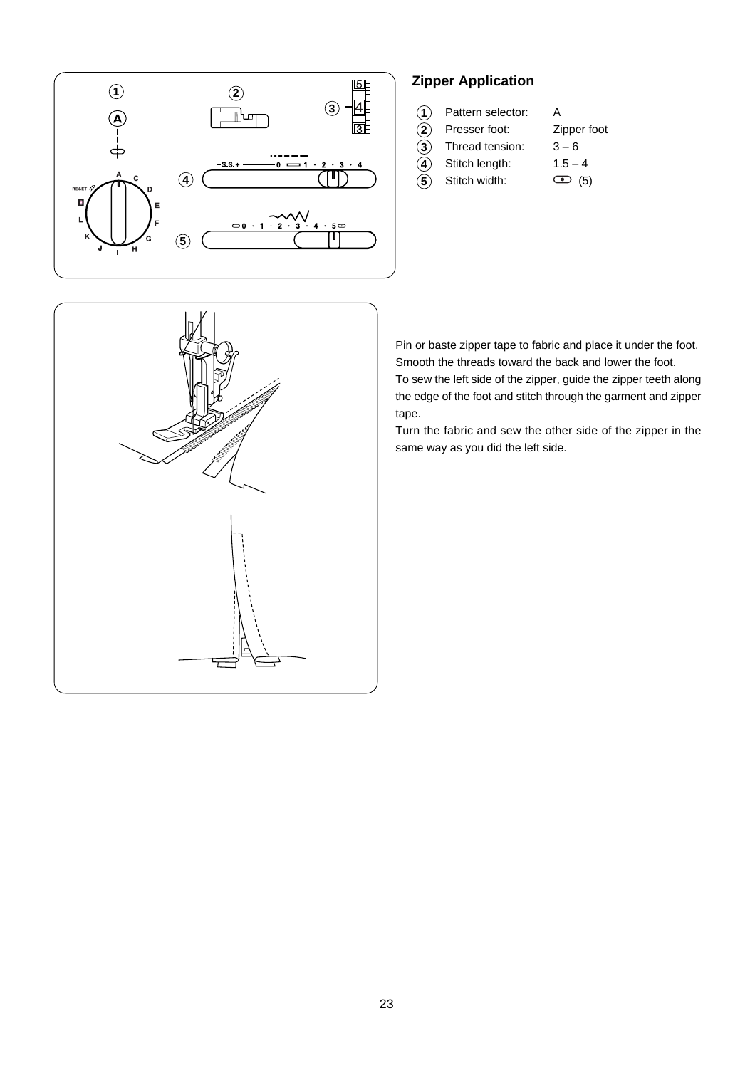## Zipper Application

| | | |
|---|---|---|
| ① | Pattern selector: | A |
| ② | Presser foot: | Zipper foot |
| ③ | Thread tension: | 3 – 6 |
| ④ | Stitch length: | 1.5 – 4 |
| ⑤ | Stitch width: | ⊙ (5) |

Pin or baste zipper tape to fabric and place it under the foot. Smooth the threads toward the back and lower the foot.

To sew the left side of the zipper, guide the zipper teeth along the edge of the foot and stitch through the garment and zipper tape.

Turn the fabric and sew the other side of the zipper in the same way as you did the left side.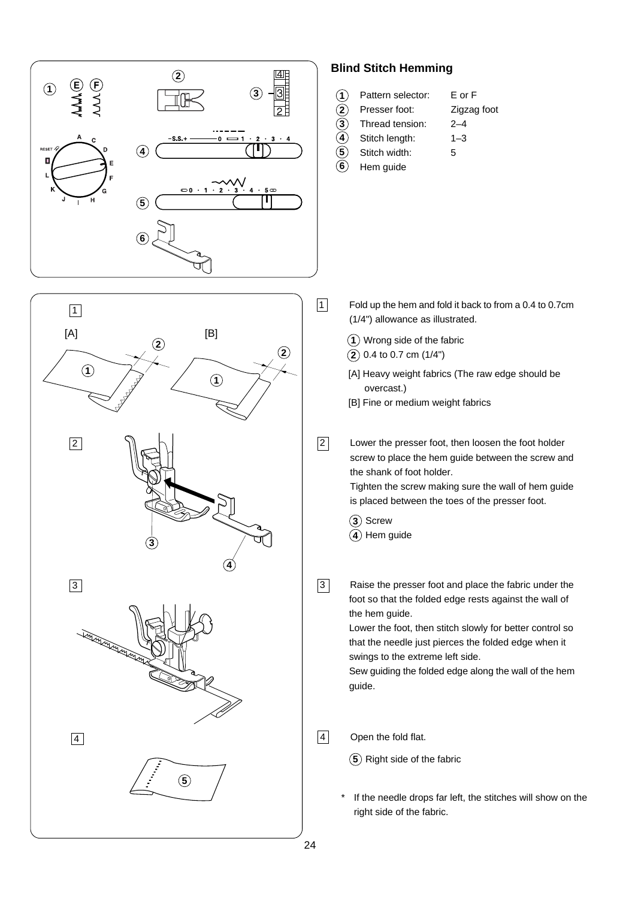## Blind Stitch Hemming

| | | |
|---|---|---|
| (1) | Pattern selector: | E or F |
| (2) | Presser foot: | Zigzag foot |
| (3) | Thread tension: | 2–4 |
| (4) | Stitch length: | 1–3 |
| (5) | Stitch width: | 5 |
| (6) | Hem guide | |

1. Fold up the hem and fold it back to from a 0.4 to 0.7cm (1/4") allowance as illustrated.

   (1) Wrong side of the fabric
   (2) 0.4 to 0.7 cm (1/4")

   [A] Heavy weight fabrics (The raw edge should be overcast.)
   [B] Fine or medium weight fabrics

2. Lower the presser foot, then loosen the foot holder screw to place the hem guide between the screw and the shank of foot holder.
   Tighten the screw making sure the wall of hem guide is placed between the toes of the presser foot.

   (3) Screw
   (4) Hem guide

3. Raise the presser foot and place the fabric under the foot so that the folded edge rests against the wall of the hem guide.
   Lower the foot, then stitch slowly for better control so that the needle just pierces the folded edge when it swings to the extreme left side.
   Sew guiding the folded edge along the wall of the hem guide.

4. Open the fold flat.

   (5) Right side of the fabric

\* If the needle drops far left, the stitches will show on the right side of the fabric.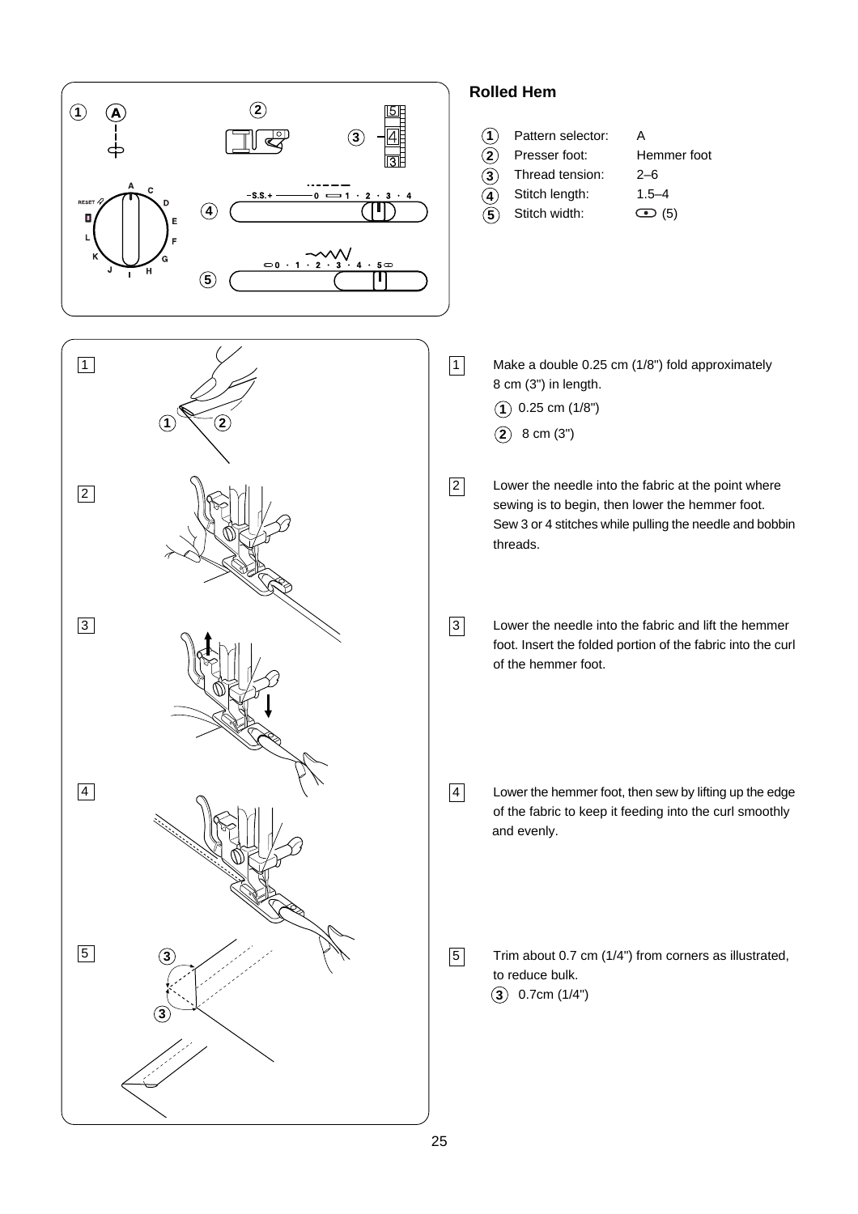## Rolled Hem

| | | |
|---|---|---|
| (1) | Pattern selector: | A |
| (2) | Presser foot: | Hemmer foot |
| (3) | Thread tension: | 2–6 |
| (4) | Stitch length: | 1.5–4 |
| (5) | Stitch width: | (5) |

1. Make a double 0.25 cm (1/8") fold approximately 8 cm (3") in length.
   (1) 0.25 cm (1/8")
   (2) 8 cm (3")

2. Lower the needle into the fabric at the point where sewing is to begin, then lower the hemmer foot. Sew 3 or 4 stitches while pulling the needle and bobbin threads.

3. Lower the needle into the fabric and lift the hemmer foot. Insert the folded portion of the fabric into the curl of the hemmer foot.

4. Lower the hemmer foot, then sew by lifting up the edge of the fabric to keep it feeding into the curl smoothly and evenly.

5. Trim about 0.7 cm (1/4") from corners as illustrated, to reduce bulk.
   (3) 0.7cm (1/4")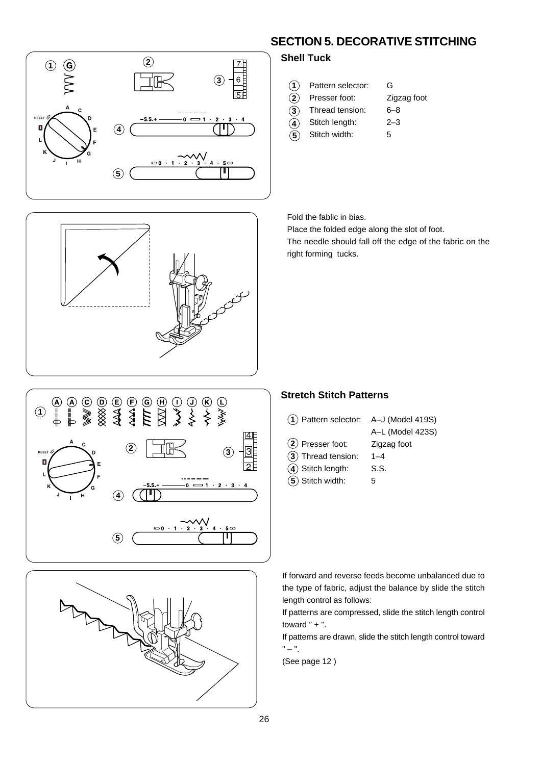## SECTION 5. DECORATIVE STITCHING

### Shell Tuck

| | | |
|---|---|---|
| ① | Pattern selector: | G |
| ② | Presser foot: | Zigzag foot |
| ③ | Thread tension: | 6–8 |
| ④ | Stitch length: | 2–3 |
| ⑤ | Stitch width: | 5 |

Fold the fablic in bias.

Place the folded edge along the slot of foot.

The needle should fall off the edge of the fabric on the right forming tucks.

### Stretch Stitch Patterns

| | | |
|---|---|---|
| ① | Pattern selector: | A–J (Model 419S) A–L (Model 423S) |
| ② | Presser foot: | Zigzag foot |
| ③ | Thread tension: | 1–4 |
| ④ | Stitch length: | S.S. |
| ⑤ | Stitch width: | 5 |

If forward and reverse feeds become unbalanced due to the type of fabric, adjust the balance by slide the stitch length control as follows:

If patterns are compressed, slide the stitch length control toward " + ".

If patterns are drawn, slide the stitch length control toward " – ".

(See page 12 )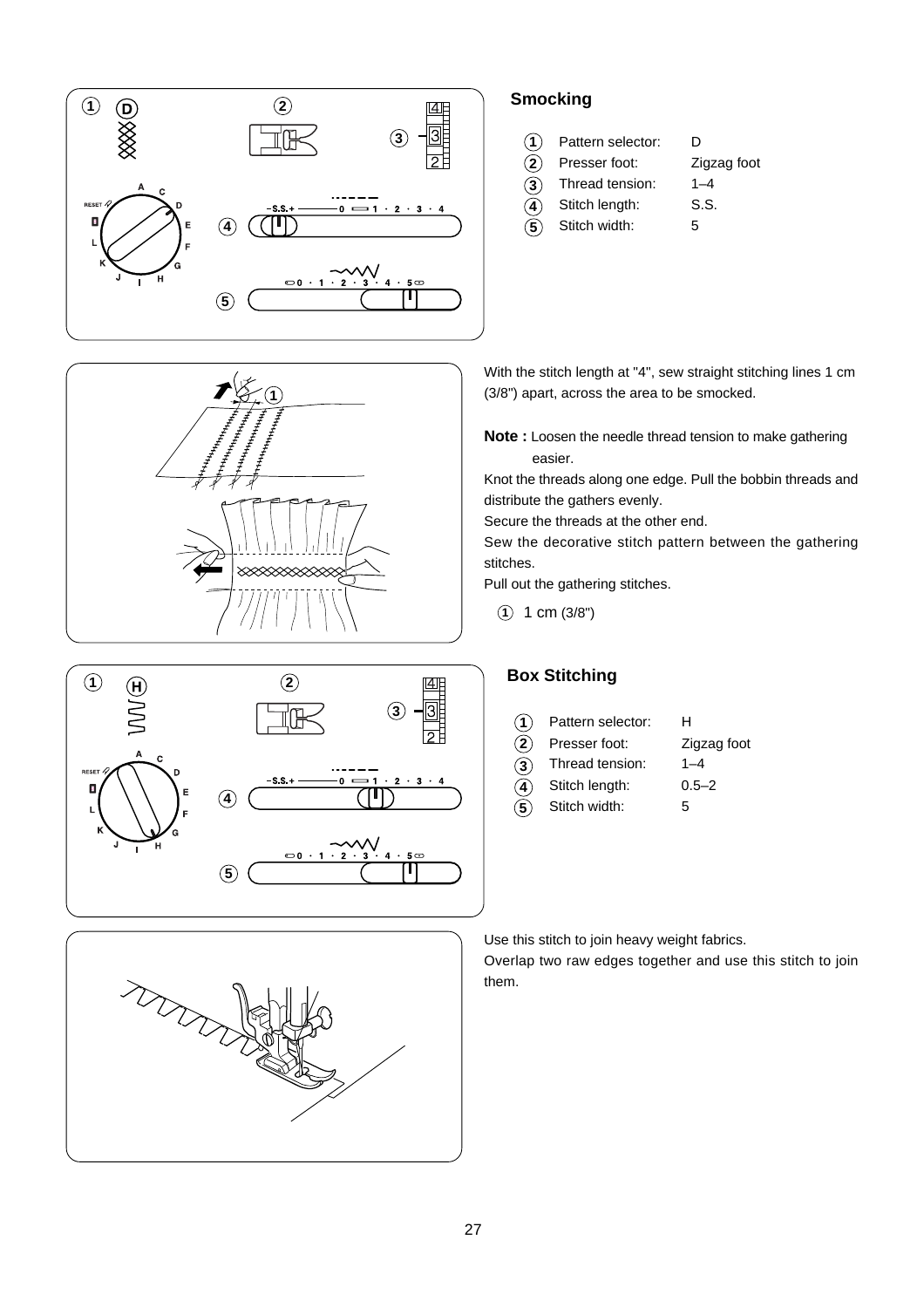## Smocking

| | | |
|---|---|---|
| 1 | Pattern selector: | D |
| 2 | Presser foot: | Zigzag foot |
| 3 | Thread tension: | 1–4 |
| 4 | Stitch length: | S.S. |
| 5 | Stitch width: | 5 |

With the stitch length at "4", sew straight stitching lines 1 cm (3/8") apart, across the area to be smocked.

**Note :** Loosen the needle thread tension to make gathering easier.

Knot the threads along one edge. Pull the bobbin threads and distribute the gathers evenly.

Secure the threads at the other end.

Sew the decorative stitch pattern between the gathering stitches.

Pull out the gathering stitches.

1. 1 cm (3/8")

## Box Stitching

| | | |
|---|---|---|
| 1 | Pattern selector: | H |
| 2 | Presser foot: | Zigzag foot |
| 3 | Thread tension: | 1–4 |
| 4 | Stitch length: | 0.5–2 |
| 5 | Stitch width: | 5 |

Use this stitch to join heavy weight fabrics.

Overlap two raw edges together and use this stitch to join them.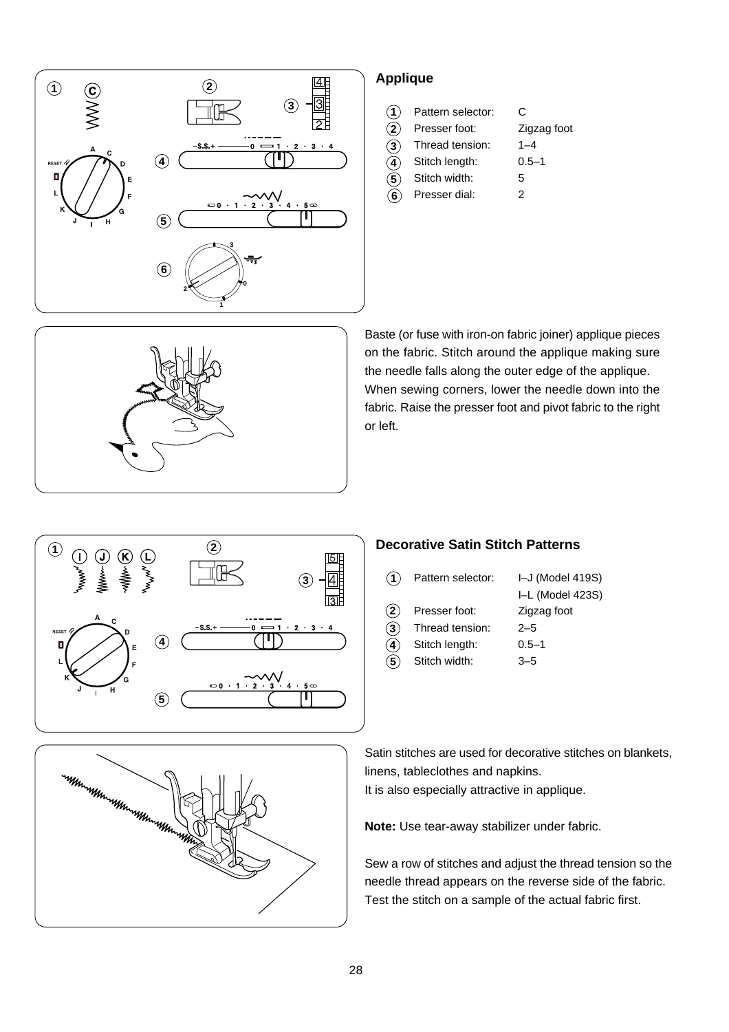## Applique

| | | |
|---|---|---|
| 1 | Pattern selector: | C |
| 2 | Presser foot: | Zigzag foot |
| 3 | Thread tension: | 1–4 |
| 4 | Stitch length: | 0.5–1 |
| 5 | Stitch width: | 5 |
| 6 | Presser dial: | 2 |

Baste (or fuse with iron-on fabric joiner) applique pieces on the fabric. Stitch around the applique making sure the needle falls along the outer edge of the applique. When sewing corners, lower the needle down into the fabric. Raise the presser foot and pivot fabric to the right or left.

## Decorative Satin Stitch Patterns

| | | |
|---|---|---|
| 1 | Pattern selector: | I–J (Model 419S)<br>I–L (Model 423S) |
| 2 | Presser foot: | Zigzag foot |
| 3 | Thread tension: | 2–5 |
| 4 | Stitch length: | 0.5–1 |
| 5 | Stitch width: | 3–5 |

Satin stitches are used for decorative stitches on blankets, linens, tablecloths and napkins.
It is also especially attractive in applique.

**Note:** Use tear-away stabilizer under fabric.

Sew a row of stitches and adjust the thread tension so the needle thread appears on the reverse side of the fabric. Test the stitch on a sample of the actual fabric first.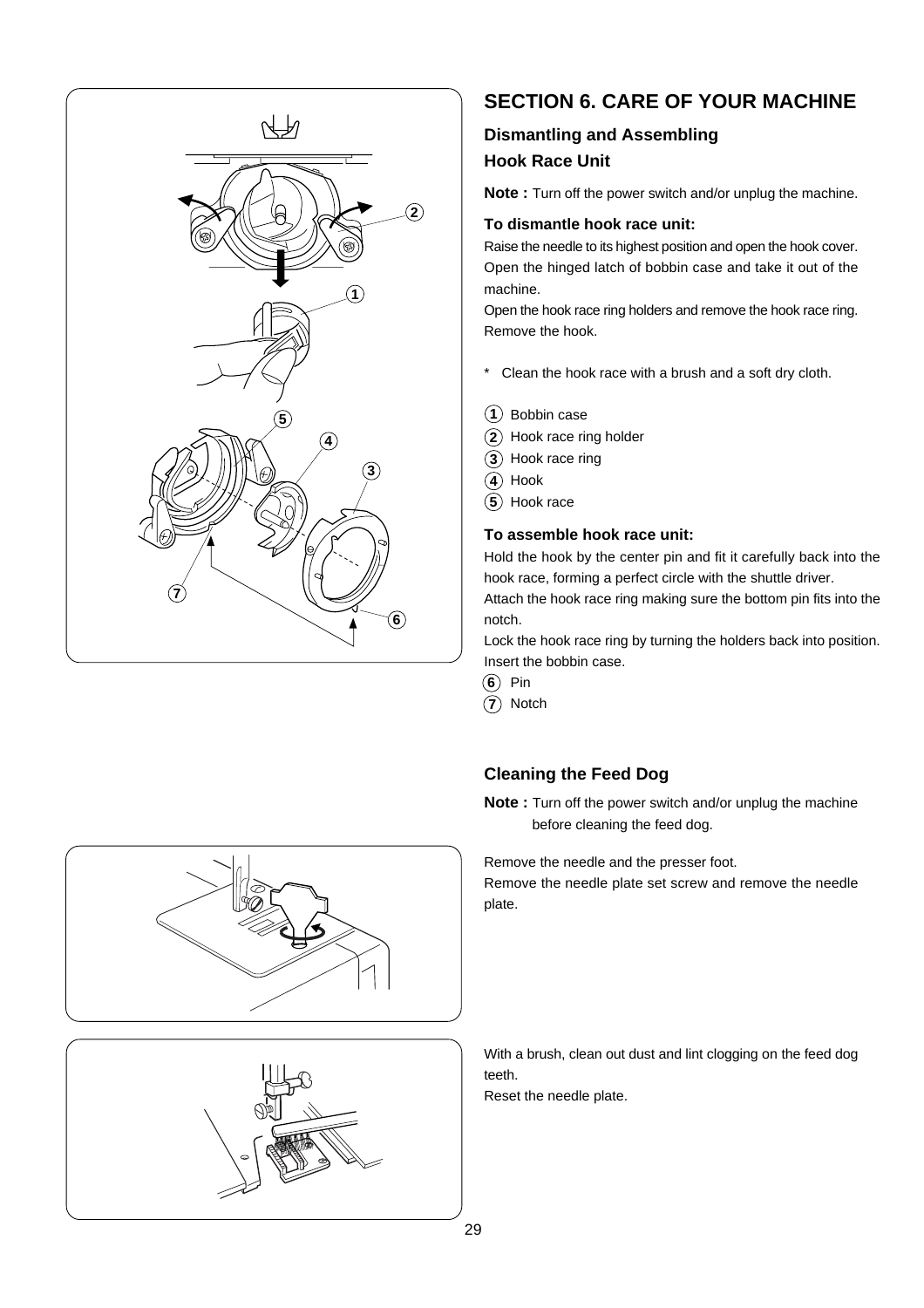# SECTION 6. CARE OF YOUR MACHINE

## Dismantling and Assembling

### Hook Race Unit

**Note :** Turn off the power switch and/or unplug the machine.

**To dismantle hook race unit:**

Raise the needle to its highest position and open the hook cover.
Open the hinged latch of bobbin case and take it out of the machine.
Open the hook race ring holders and remove the hook race ring.
Remove the hook.

* Clean the hook race with a brush and a soft dry cloth.

(1) Bobbin case
(2) Hook race ring holder
(3) Hook race ring
(4) Hook
(5) Hook race

**To assemble hook race unit:**

Hold the hook by the center pin and fit it carefully back into the hook race, forming a perfect circle with the shuttle driver.
Attach the hook race ring making sure the bottom pin fits into the notch.
Lock the hook race ring by turning the holders back into position.
Insert the bobbin case.

(6) Pin
(7) Notch

### Cleaning the Feed Dog

**Note :** Turn off the power switch and/or unplug the machine before cleaning the feed dog.

Remove the needle and the presser foot.
Remove the needle plate set screw and remove the needle plate.

With a brush, clean out dust and lint clogging on the feed dog teeth.
Reset the needle plate.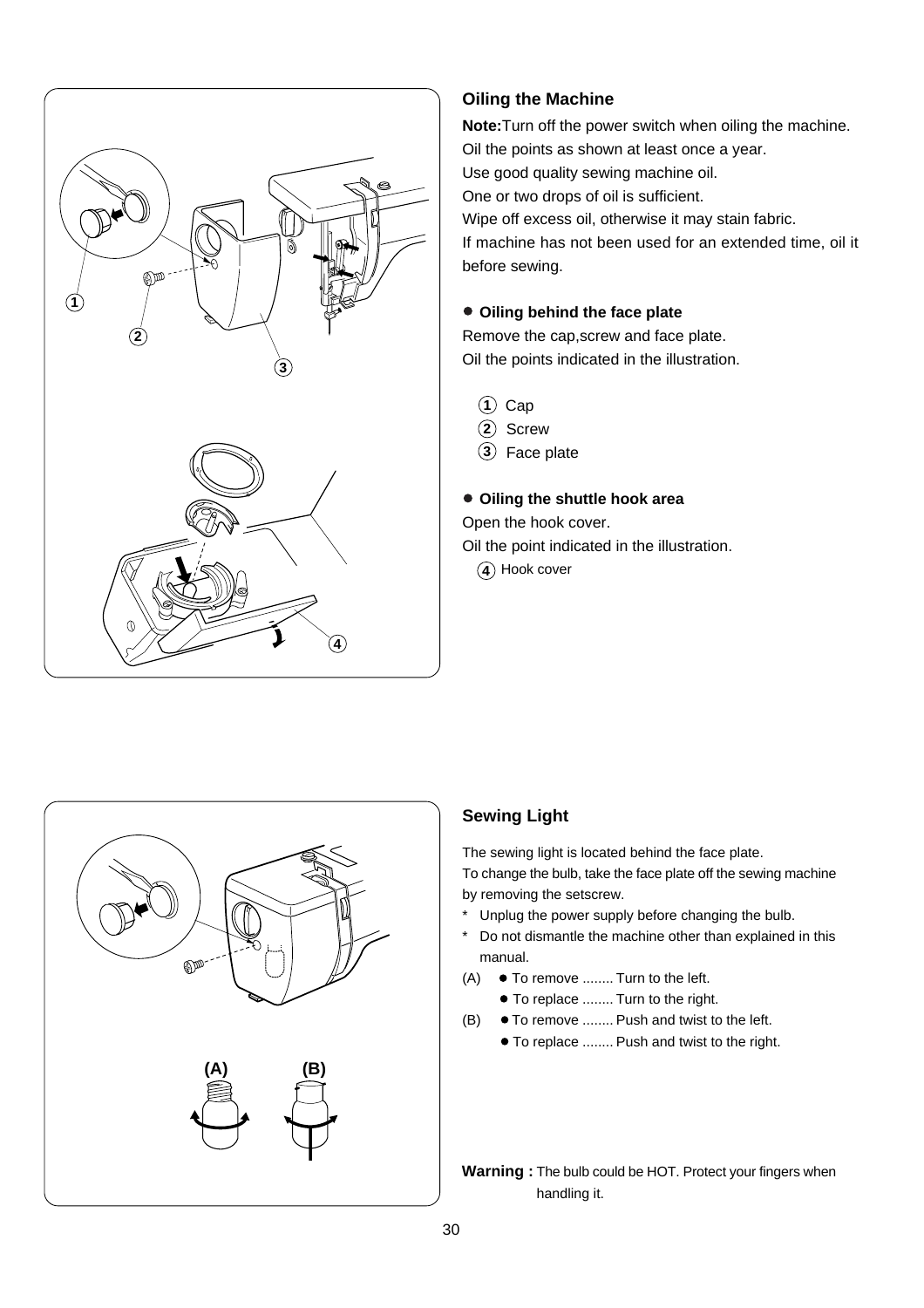## Oiling the Machine

**Note:** Turn off the power switch when oiling the machine.
Oil the points as shown at least once a year.
Use good quality sewing machine oil.
One or two drops of oil is sufficient.
Wipe off excess oil, otherwise it may stain fabric.
If machine has not been used for an extended time, oil it before sewing.

### ● Oiling behind the face plate

Remove the cap,screw and face plate.
Oil the points indicated in the illustration.

1. Cap
2. Screw
3. Face plate

### ● Oiling the shuttle hook area

Open the hook cover.
Oil the point indicated in the illustration.

4. Hook cover

## Sewing Light

The sewing light is located behind the face plate.
To change the bulb, take the face plate off the sewing machine by removing the setscrew.

* Unplug the power supply before changing the bulb.
* Do not dismantle the machine other than explained in this manual.

(A) ● To remove ........ Turn to the left.
● To replace ........ Turn to the right.

(B) ● To remove ........ Push and twist to the left.
● To replace ........ Push and twist to the right.

**Warning :** The bulb could be HOT. Protect your fingers when handling it.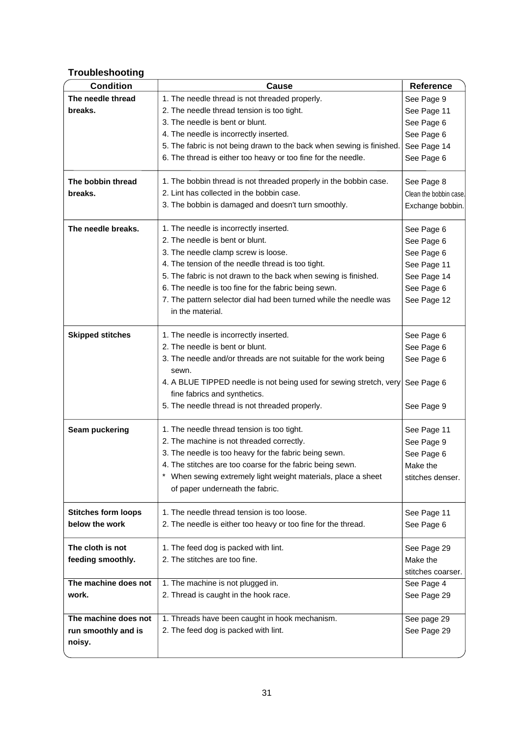## Troubleshooting

| Condition | Cause | Reference |
|---|---|---|
| **The needle thread breaks.** | 1. The needle thread is not threaded properly.<br>2. The needle thread tension is too tight.<br>3. The needle is bent or blunt.<br>4. The needle is incorrectly inserted.<br>5. The fabric is not being drawn to the back when sewing is finished.<br>6. The thread is either too heavy or too fine for the needle. | See Page 9<br>See Page 11<br>See Page 6<br>See Page 6<br>See Page 14<br>See Page 6 |
| **The bobbin thread breaks.** | 1. The bobbin thread is not threaded properly in the bobbin case.<br>2. Lint has collected in the bobbin case.<br>3. The bobbin is damaged and doesn't turn smoothly. | See Page 8<br>Clean the bobbin case.<br>Exchange bobbin. |
| **The needle breaks.** | 1. The needle is incorrectly inserted.<br>2. The needle is bent or blunt.<br>3. The needle clamp screw is loose.<br>4. The tension of the needle thread is too tight.<br>5. The fabric is not drawn to the back when sewing is finished.<br>6. The needle is too fine for the fabric being sewn.<br>7. The pattern selector dial had been turned while the needle was in the material. | See Page 6<br>See Page 6<br>See Page 6<br>See Page 11<br>See Page 14<br>See Page 6<br>See Page 12 |
| **Skipped stitches** | 1. The needle is incorrectly inserted.<br>2. The needle is bent or blunt.<br>3. The needle and/or threads are not suitable for the work being sewn.<br>4. A BLUE TIPPED needle is not being used for sewing stretch, very fine fabrics and synthetics.<br>5. The needle thread is not threaded properly. | See Page 6<br>See Page 6<br>See Page 6<br>See Page 6<br>See Page 9 |
| **Seam puckering** | 1. The needle thread tension is too tight.<br>2. The machine is not threaded correctly.<br>3. The needle is too heavy for the fabric being sewn.<br>4. The stitches are too coarse for the fabric being sewn.<br>* When sewing extremely light weight materials, place a sheet of paper underneath the fabric. | See Page 11<br>See Page 9<br>See Page 6<br>Make the stitches denser. |
| **Stitches form loops below the work** | 1. The needle thread tension is too loose.<br>2. The needle is either too heavy or too fine for the thread. | See Page 11<br>See Page 6 |
| **The cloth is not feeding smoothly.** | 1. The feed dog is packed with lint.<br>2. The stitches are too fine. | See Page 29<br>Make the stitches coarser. |
| **The machine does not work.** | 1. The machine is not plugged in.<br>2. Thread is caught in the hook race. | See Page 4<br>See Page 29 |
| **The machine does not run smoothly and is noisy.** | 1. Threads have been caught in hook mechanism.<br>2. The feed dog is packed with lint. | See page 29<br>See Page 29 |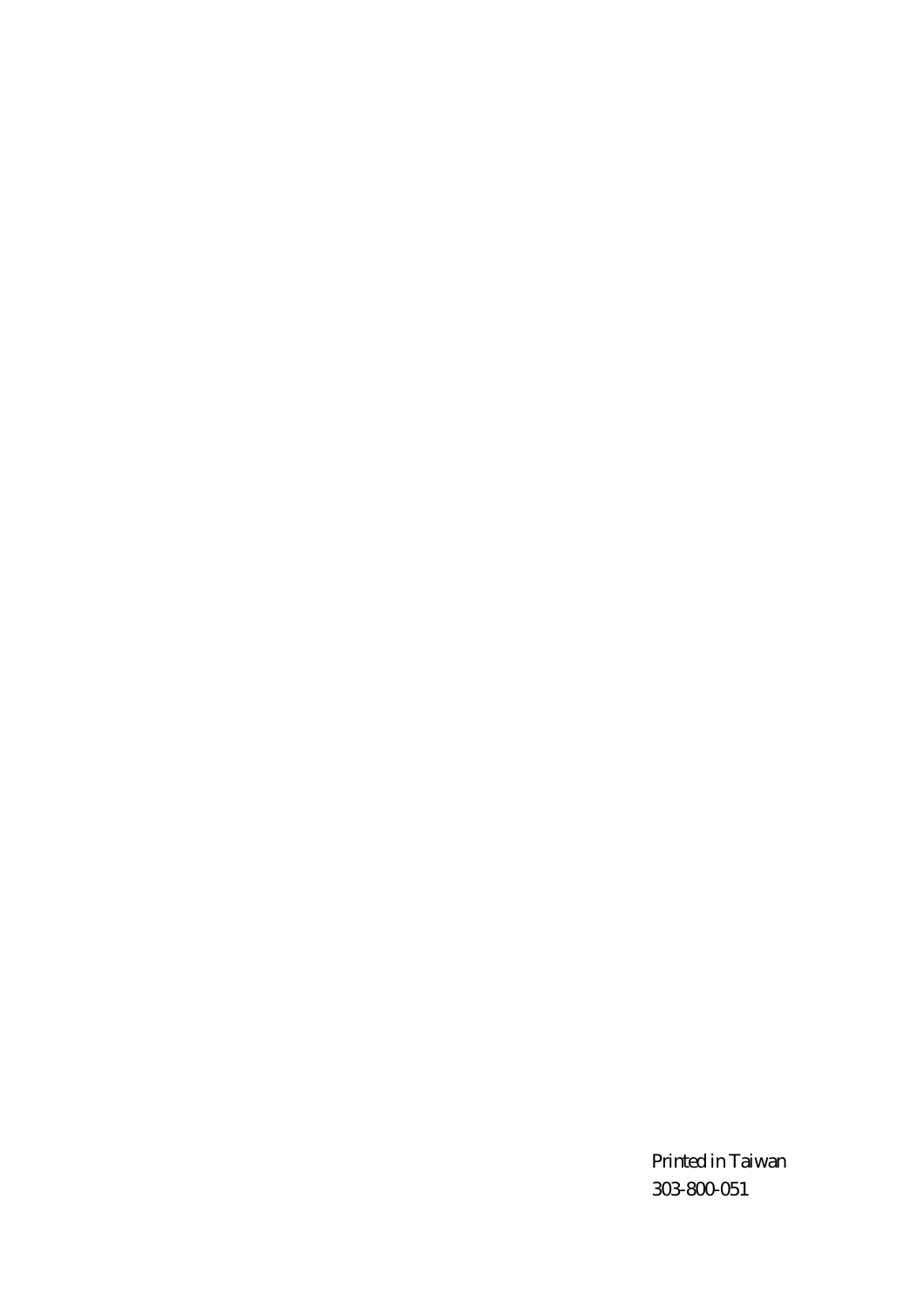Printed in Taiwan

303-800-051